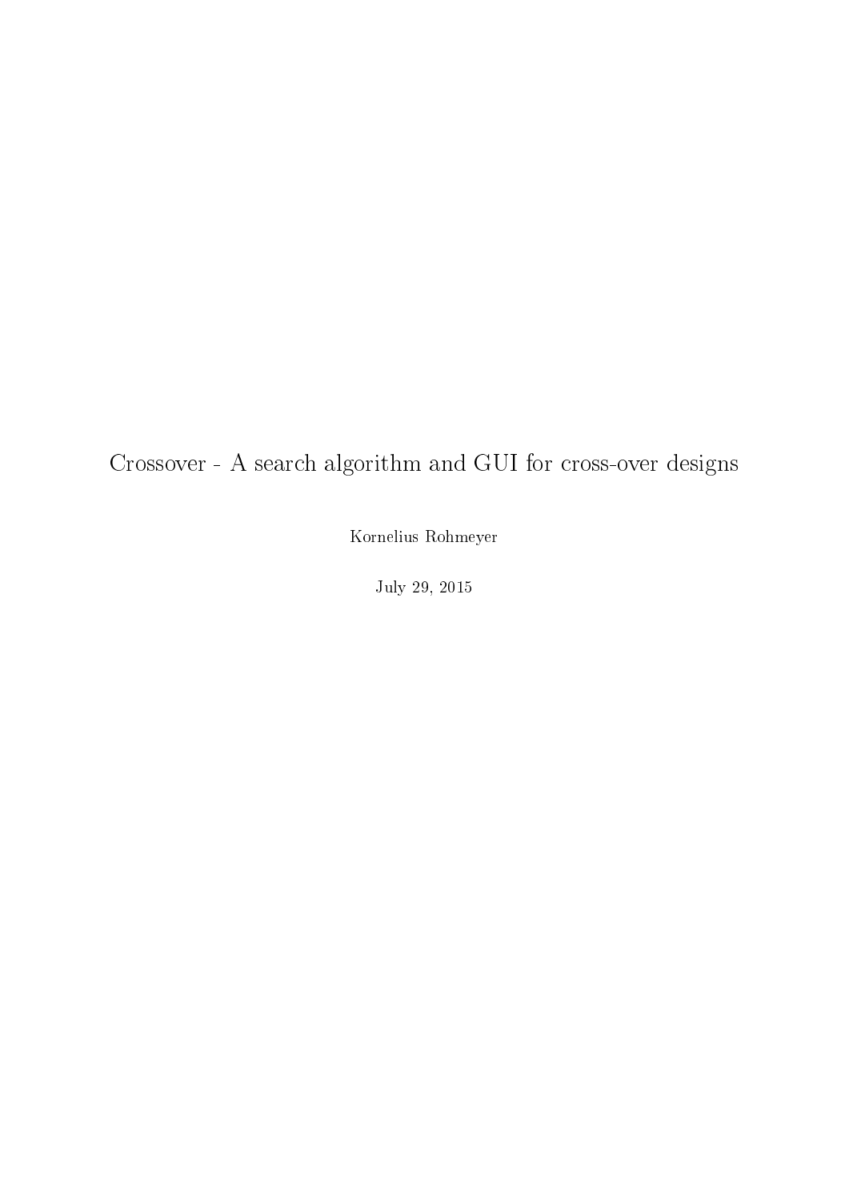# Crossover - A search algorithm and GUI for cross-over designs

Kornelius Rohmeyer

July 29, 2015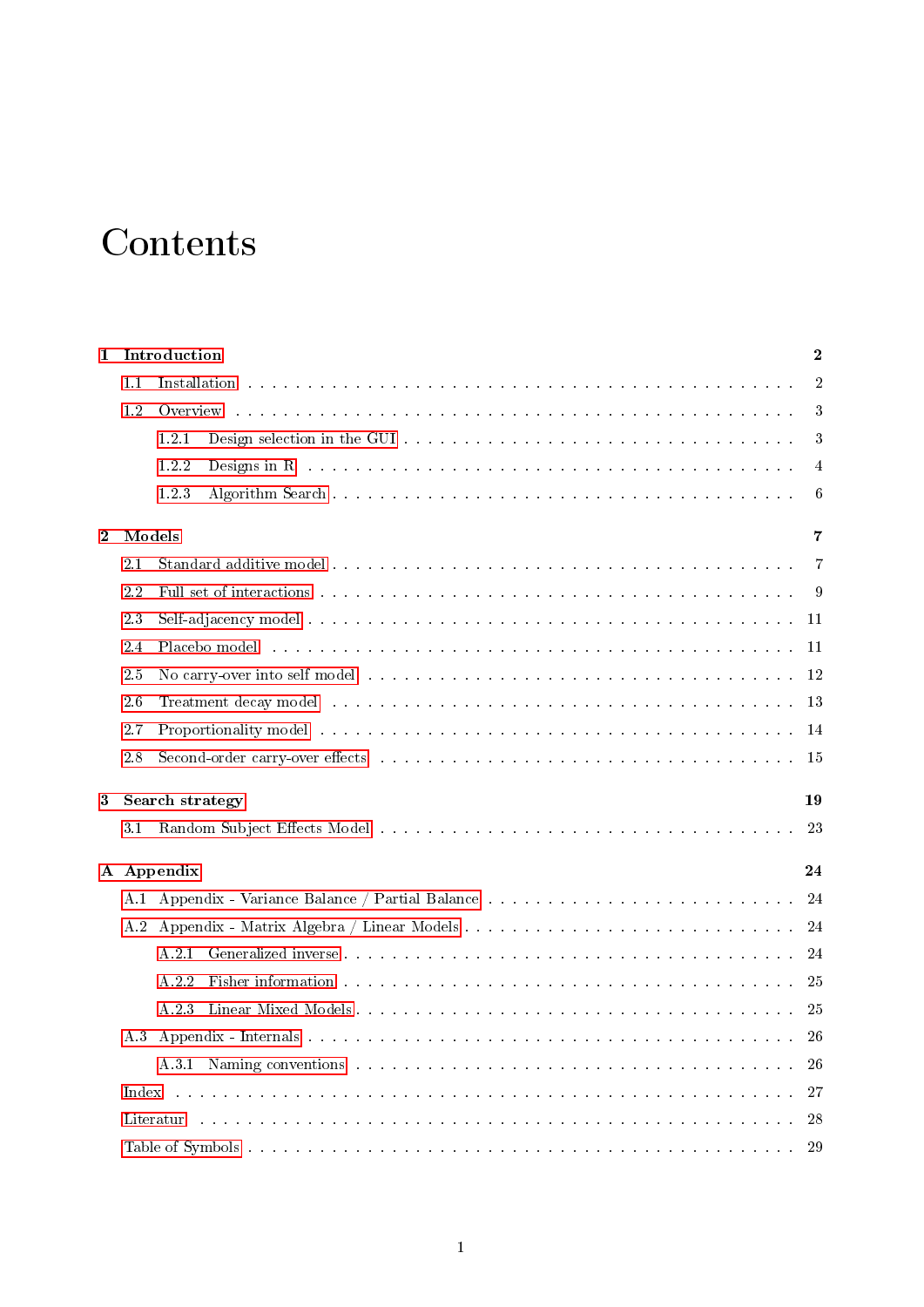# Contents

- **1 Introduction** — 2
  - 1.1 Installation — 2
  - 1.2 Overview — 3
    - 1.2.1 Design selection in the GUI — 3
    - 1.2.2 Designs in R — 4
    - 1.2.3 Algorithm Search — 6
- **2 Models** — 7
  - 2.1 Standard additive model — 7
  - 2.2 Full set of interactions — 9
  - 2.3 Self-adjacency model — 11
  - 2.4 Placebo model — 11
  - 2.5 No carry-over into self model — 12
  - 2.6 Treatment decay model — 13
  - 2.7 Proportionality model — 14
  - 2.8 Second-order carry-over effects — 15
- **3 Search strategy** — 19
  - 3.1 Random Subject Effects Model — 23
- **A Appendix** — 24
  - A.1 Appendix - Variance Balance / Partial Balance — 24
  - A.2 Appendix - Matrix Algebra / Linear Models — 24
    - A.2.1 Generalized inverse — 24
    - A.2.2 Fisher information — 25
    - A.2.3 Linear Mixed Models — 25
  - A.3 Appendix - Internals — 26
    - A.3.1 Naming conventions — 26
  - Index — 27
  - Literatur — 28
  - Table of Symbols — 29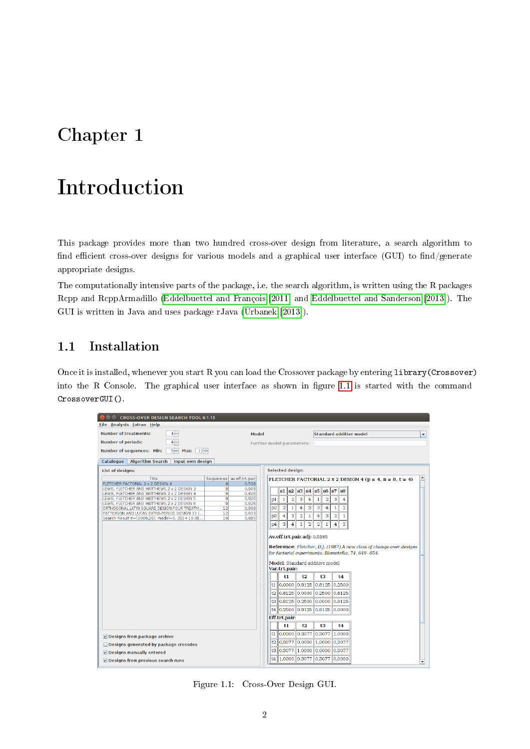# Chapter 1

# Introduction

This package provides more than two hundred cross-over design from literature, a search algorithm to find efficient cross-over designs for various models and a graphical user interface (GUI) to find/generate appropriate designs.

The computationally intensive parts of the package, i.e. the search algorithm, is written using the R packages Rcpp and RcppArmadillo (Eddelbuettel and François [2011] and Eddelbuettel and Sanderson [2013]). The GUI is written in Java and uses package rJava (Urbanek [2013]).

## 1.1 Installation

Once it is installed, whenever you start R you can load the Crossover package by entering `library(Crossover)` into the R Console. The graphical user interface as shown in figure 1.1 is started with the command `CrossoverGUI()`.

Figure 1.1: Cross-Over Design GUI.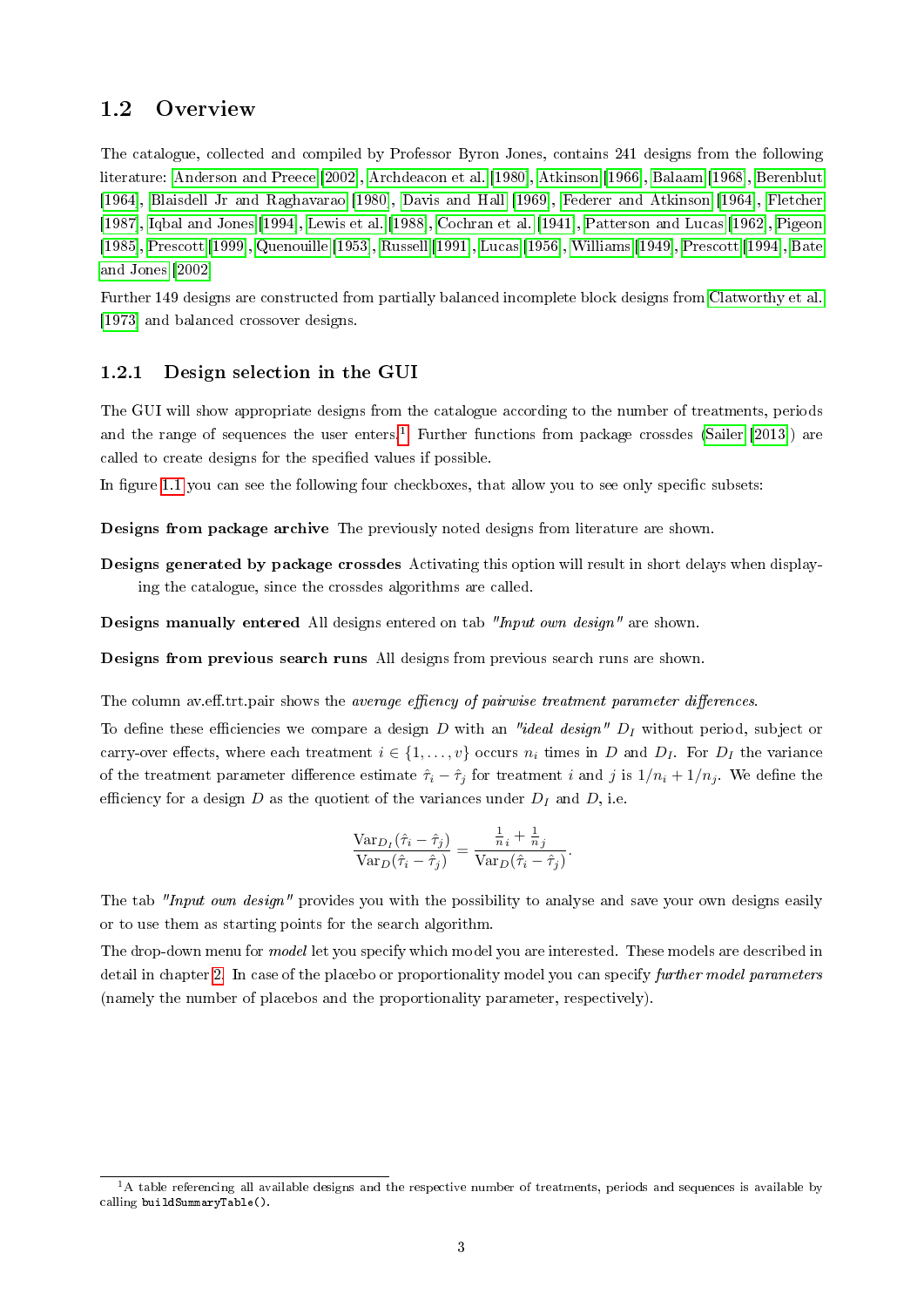## 1.2 Overview

The catalogue, collected and compiled by Professor Byron Jones, contains 241 designs from the following literature: Anderson and Preece [2002], Archdeacon et al. [1980], Atkinson [1966], Balaam [1968], Berenblut [1964], Blaisdell Jr and Raghavarao [1980], Davis and Hall [1969], Federer and Atkinson [1964], Fletcher [1987], Iqbal and Jones [1994], Lewis et al. [1988], Cochran et al. [1941], Patterson and Lucas [1962], Pigeon [1985], Prescott [1999], Quenouille [1953], Russell [1991], Lucas [1956], Williams [1949], Prescott [1994], Bate and Jones [2002]

Further 149 designs are constructed from partially balanced incomplete block designs from Clatworthy et al. [1973] and balanced crossover designs.

### 1.2.1 Design selection in the GUI

The GUI will show appropriate designs from the catalogue according to the number of treatments, periods and the range of sequences the user enters.[1] Further functions from package crossdes (Sailer [2013]) are called to create designs for the specified values if possible.

In figure 1.1 you can see the following four checkboxes, that allow you to see only specific subsets:

**Designs from package archive** The previously noted designs from literature are shown.

**Designs generated by package crossdes** Activating this option will result in short delays when displaying the catalogue, since the crossdes algorithms are called.

**Designs manually entered** All designs entered on tab *"Input own design"* are shown.

**Designs from previous search runs** All designs from previous search runs are shown.

The column av.eff.trt.pair shows the *average effiency of pairwise treatment parameter differences*.

To define these efficiencies we compare a design $D$ with an *"ideal design"* $D_I$ without period, subject or carry-over effects, where each treatment $i \in \{1, \ldots, v\}$ occurs $n_i$ times in $D$ and $D_I$. For $D_I$ the variance of the treatment parameter difference estimate $\hat{\tau}_i - \hat{\tau}_j$ for treatment $i$ and $j$ is $1/n_i + 1/n_j$. We define the efficiency for a design $D$ as the quotient of the variances under $D_I$ and $D$, i.e.

$$\frac{\mathrm{Var}_{D_I}(\hat{\tau}_i - \hat{\tau}_j)}{\mathrm{Var}_D(\hat{\tau}_i - \hat{\tau}_j)} = \frac{\frac{1}{n_i} + \frac{1}{n_j}}{\mathrm{Var}_D(\hat{\tau}_i - \hat{\tau}_j)}.$$

The tab *"Input own design"* provides you with the possibility to analyse and save your own designs easily or to use them as starting points for the search algorithm.

The drop-down menu for *model* let you specify which model you are interested. These models are described in detail in chapter 2. In case of the placebo or proportionality model you can specify *further model parameters* (namely the number of placebos and the proportionality parameter, respectively).

[1] A table referencing all available designs and the respective number of treatments, periods and sequences is available by calling `buildSummaryTable()`.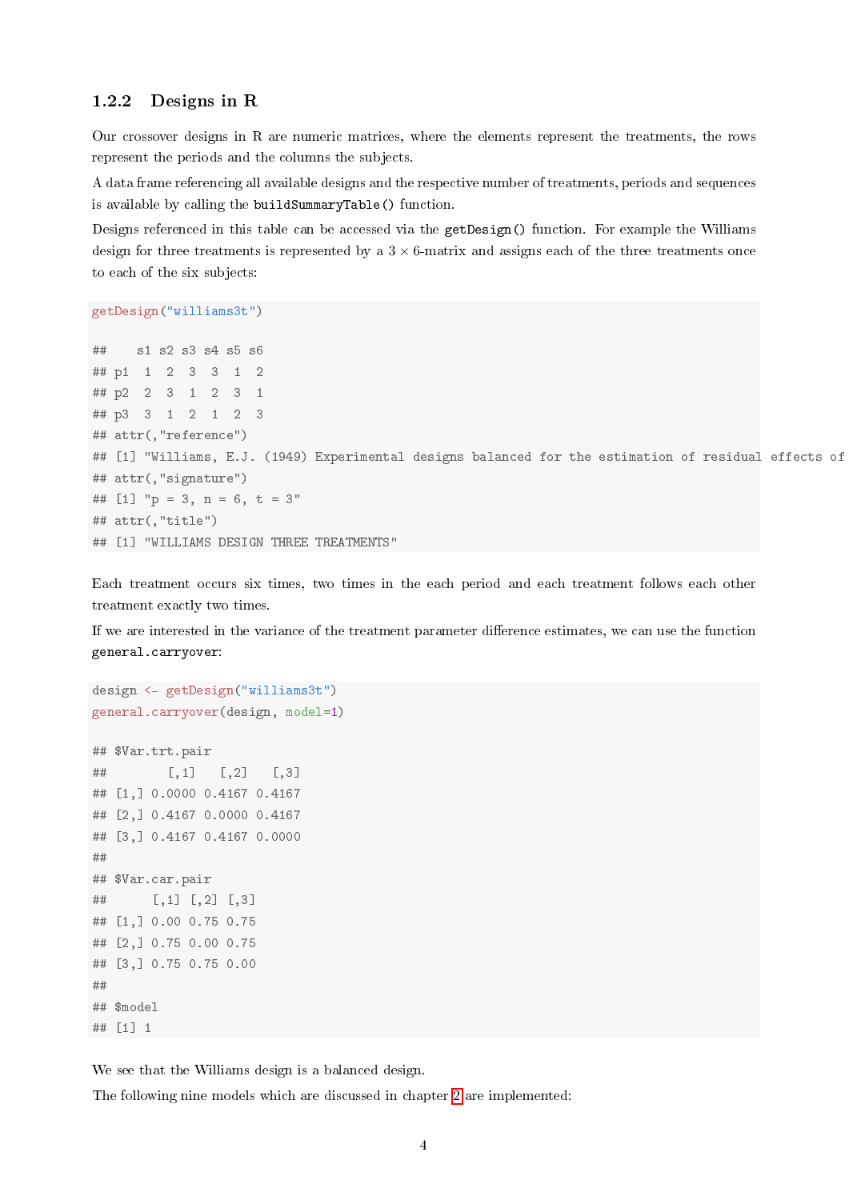### 1.2.2 Designs in R

Our crossover designs in R are numeric matrices, where the elements represent the treatments, the rows represent the periods and the columns the subjects.

A data frame referencing all available designs and the respective number of treatments, periods and sequences is available by calling the `buildSummaryTable()` function.

Designs referenced in this table can be accessed via the `getDesign()` function. For example the Williams design for three treatments is represented by a $3 \times 6$-matrix and assigns each of the three treatments once to each of the six subjects:

```
getDesign("williams3t")

##    s1 s2 s3 s4 s5 s6
## p1  1  2  3  3  1  2
## p2  2  3  1  2  3  1
## p3  3  1  2  1  2  3
## attr(,"reference")
## [1] "Williams, E.J. (1949) Experimental designs balanced for the estimation of residual effects of
## attr(,"signature")
## [1] "p = 3, n = 6, t = 3"
## attr(,"title")
## [1] "WILLIAMS DESIGN THREE TREATMENTS"
```

Each treatment occurs six times, two times in the each period and each treatment follows each other treatment exactly two times.

If we are interested in the variance of the treatment parameter difference estimates, we can use the function `general.carryover`:

```
design <- getDesign("williams3t")
general.carryover(design, model=1)

## $Var.trt.pair
##        [,1]   [,2]   [,3]
## [1,] 0.0000 0.4167 0.4167
## [2,] 0.4167 0.0000 0.4167
## [3,] 0.4167 0.4167 0.0000
##
## $Var.car.pair
##      [,1] [,2] [,3]
## [1,] 0.00 0.75 0.75
## [2,] 0.75 0.00 0.75
## [3,] 0.75 0.75 0.00
##
## $model
## [1] 1
```

We see that the Williams design is a balanced design.

The following nine models which are discussed in chapter 2 are implemented: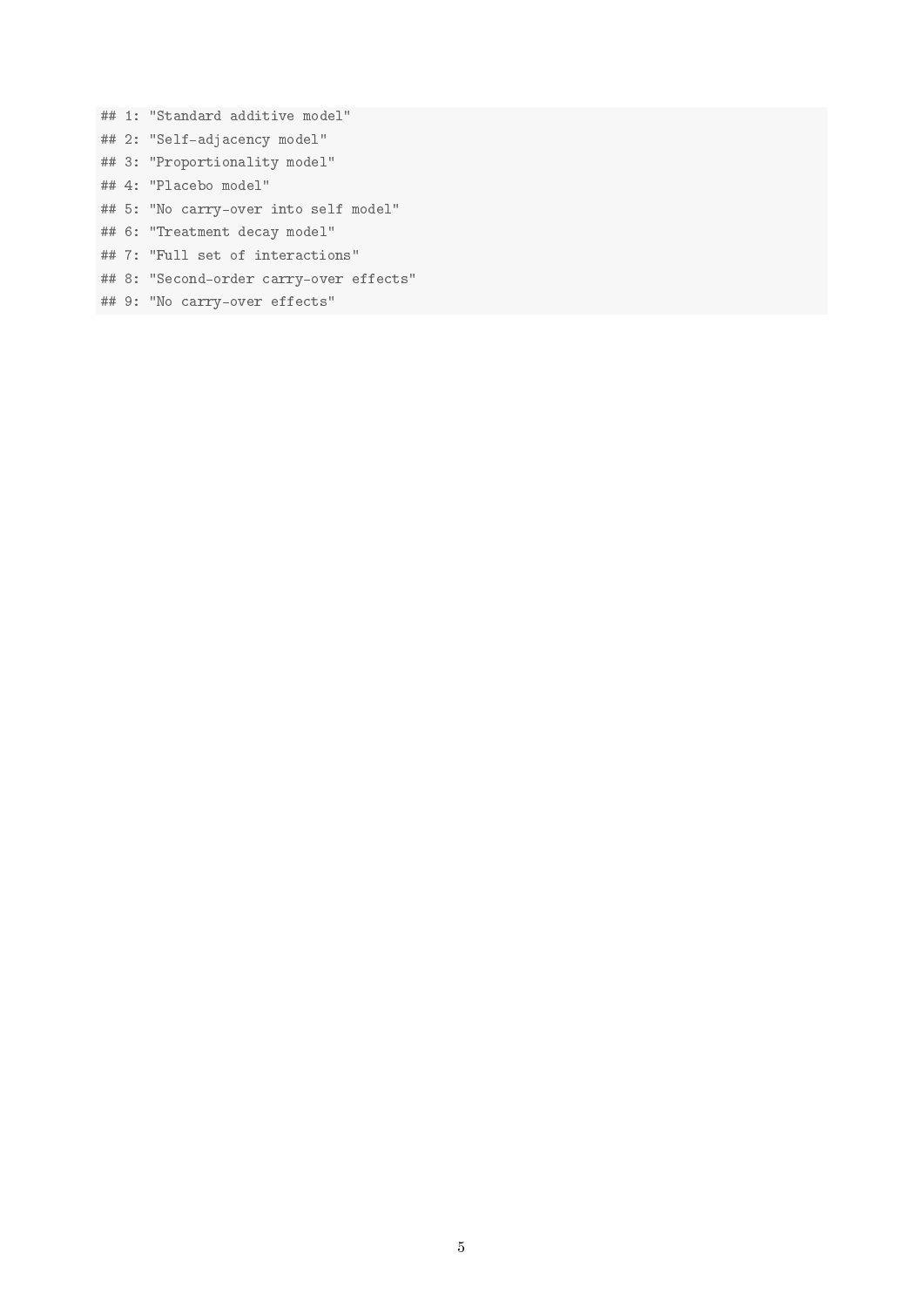```
## 1: "Standard additive model"
## 2: "Self-adjacency model"
## 3: "Proportionality model"
## 4: "Placebo model"
## 5: "No carry-over into self model"
## 6: "Treatment decay model"
## 7: "Full set of interactions"
## 8: "Second-order carry-over effects"
## 9: "No carry-over effects"
```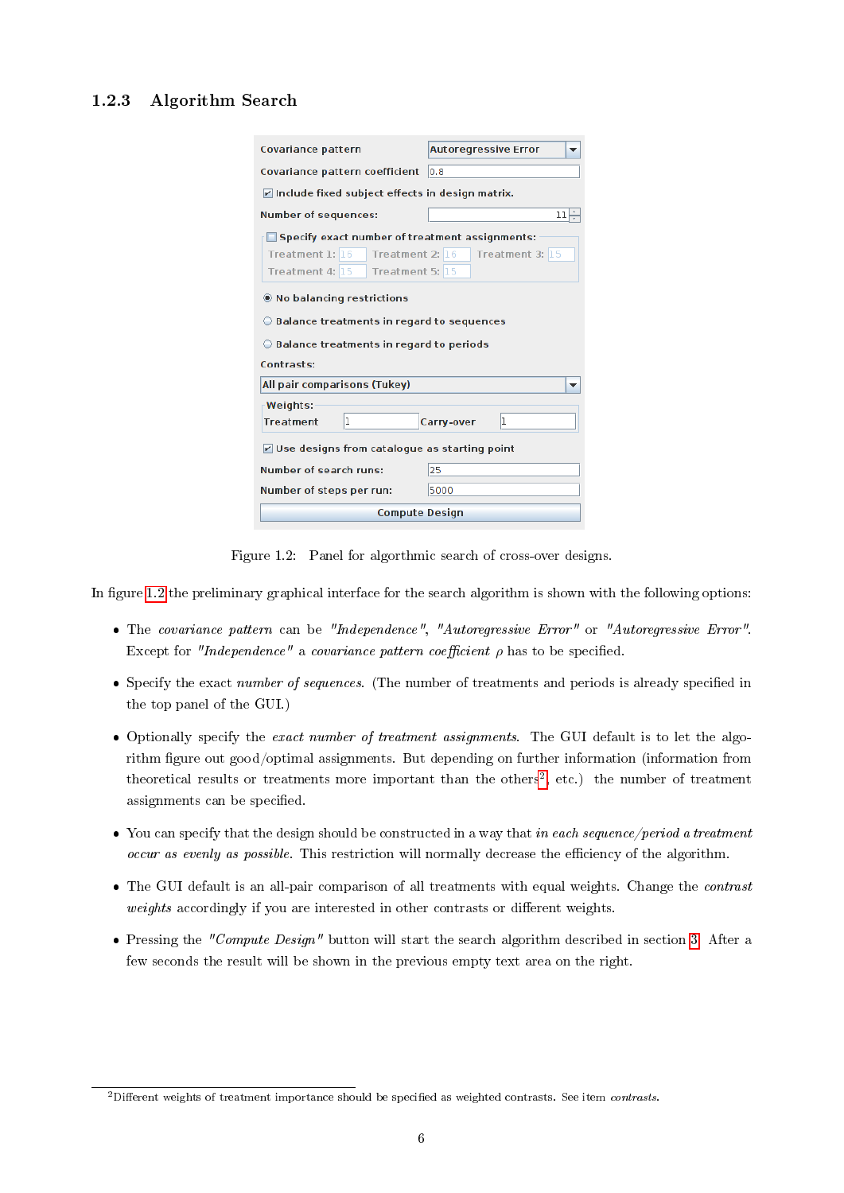### 1.2.3 Algorithm Search

Figure 1.2: Panel for algorthmic search of cross-over designs.

In figure 1.2 the preliminary graphical interface for the search algorithm is shown with the following options:

- The *covariance pattern* can be *"Independence"*, *"Autoregressive Error"* or *"Autoregressive Error"*. Except for *"Independence"* a *covariance pattern coefficient* $\rho$ has to be specified.
- Specify the exact *number of sequences*. (The number of treatments and periods is already specified in the top panel of the GUI.)
- Optionally specify the *exact number of treatment assignments*. The GUI default is to let the algorithm figure out good/optimal assignments. But depending on further information (information from theoretical results or treatments more important than the others[2], etc.) the number of treatment assignments can be specified.
- You can specify that the design should be constructed in a way that *in each sequence/period a treatment occur as evenly as possible*. This restriction will normally decrease the efficiency of the algorithm.
- The GUI default is an all-pair comparison of all treatments with equal weights. Change the *contrast weights* accordingly if you are interested in other contrasts or different weights.
- Pressing the *"Compute Design"* button will start the search algorithm described in section 3. After a few seconds the result will be shown in the previous empty text area on the right.

[2] Different weights of treatment importance should be specified as weighted contrasts. See item *contrasts*.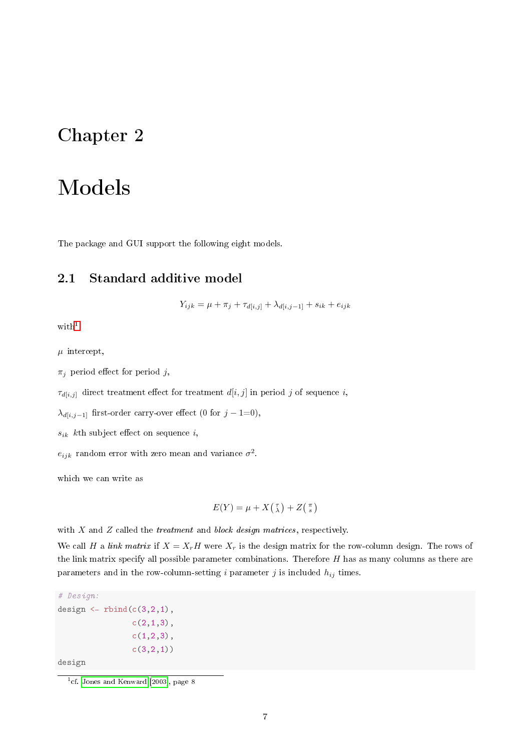# Chapter 2

# Models

The package and GUI support the following eight models.

## 2.1 Standard additive model

$$Y_{ijk} = \mu + \pi_j + \tau_{d[i,j]} + \lambda_{d[i,j-1]} + s_{ik} + e_{ijk}$$

with[1]

$\mu$ intercept,

$\pi_j$ period effect for period $j$,

$\tau_{d[i,j]}$ direct treatment effect for treatment $d[i,j]$ in period $j$ of sequence $i$,

$\lambda_{d[i,j-1]}$ first-order carry-over effect (0 for $j-1$=0),

$s_{ik}$ $k$th subject effect on sequence $i$,

$e_{ijk}$ random error with zero mean and variance $\sigma^2$.

which we can write as

$$E(Y) = \mu + X\binom{\tau}{\lambda} + Z\binom{\pi}{s}$$

with $X$ and $Z$ called the *treatment* and *block design matrices*, respectively.

We call $H$ a *link matrix* if $X = X_r H$ were $X_r$ is the design matrix for the row-column design. The rows of the link matrix specify all possible parameter combinations. Therefore $H$ has as many columns as there are parameters and in the row-column-setting $i$ parameter $j$ is included $h_{ij}$ times.

```
# Design:
design <- rbind(c(3,2,1),
                c(2,1,3),
                c(1,2,3),
                c(3,2,1))
design
```

[1] cf. Jones and Kenward [2003], page 8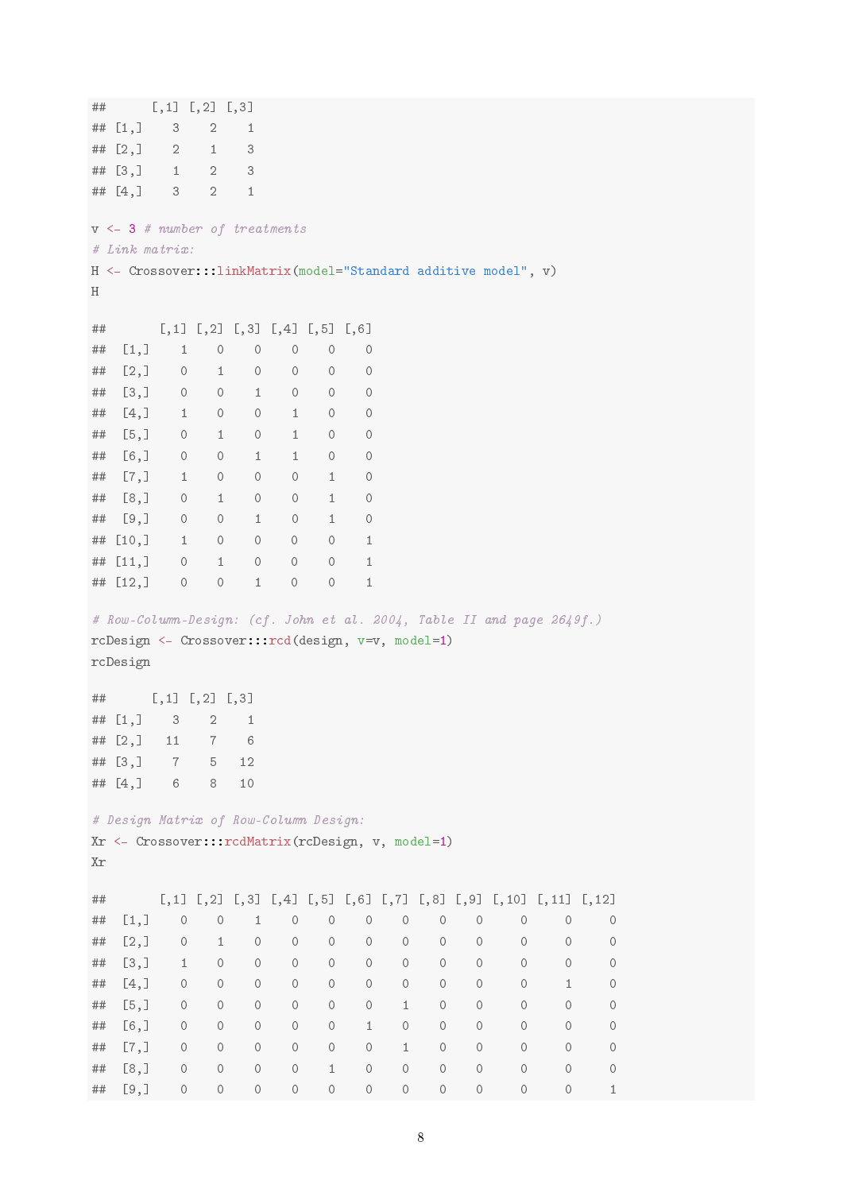```
##      [,1] [,2] [,3]
## [1,]    3    2    1
## [2,]    2    1    3
## [3,]    1    2    3
## [4,]    3    2    1
```

```
v <- 3 # number of treatments
# Link matrix:
H <- Crossover:::linkMatrix(model="Standard additive model", v)
H
```

```
##       [,1] [,2] [,3] [,4] [,5] [,6]
##  [1,]    1    0    0    0    0    0
##  [2,]    0    1    0    0    0    0
##  [3,]    0    0    1    0    0    0
##  [4,]    1    0    0    1    0    0
##  [5,]    0    1    0    1    0    0
##  [6,]    0    0    1    1    0    0
##  [7,]    1    0    0    0    1    0
##  [8,]    0    1    0    0    1    0
##  [9,]    0    0    1    0    1    0
## [10,]    1    0    0    0    0    1
## [11,]    0    1    0    0    0    1
## [12,]    0    0    1    0    0    1
```

```
# Row-Column-Design: (cf. John et al. 2004, Table II and page 2649f.)
rcDesign <- Crossover:::rcd(design, v=v, model=1)
rcDesign
```

```
##      [,1] [,2] [,3]
## [1,]    3    2    1
## [2,]   11    7    6
## [3,]    7    5   12
## [4,]    6    8   10
```

```
# Design Matrix of Row-Column Design:
Xr <- Crossover:::rcdMatrix(rcDesign, v, model=1)
Xr
```

```
##       [,1] [,2] [,3] [,4] [,5] [,6] [,7] [,8] [,9] [,10] [,11] [,12]
##  [1,]    0    0    1    0    0    0    0    0    0     0     0     0
##  [2,]    0    1    0    0    0    0    0    0    0     0     0     0
##  [3,]    1    0    0    0    0    0    0    0    0     0     0     0
##  [4,]    0    0    0    0    0    0    0    0    0     0     1     0
##  [5,]    0    0    0    0    0    0    1    0    0     0     0     0
##  [6,]    0    0    0    0    0    1    0    0    0     0     0     0
##  [7,]    0    0    0    0    0    0    1    0    0     0     0     0
##  [8,]    0    0    0    0    1    0    0    0    0     0     0     0
##  [9,]    0    0    0    0    0    0    0    0    0     0     0     1
```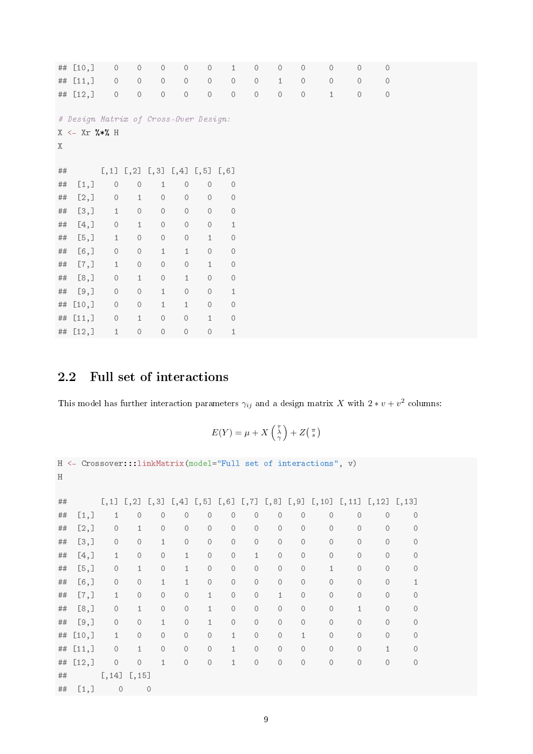```
## [10,]    0    0    0    0    0    1    0    0    0     0     0     0
## [11,]    0    0    0    0    0    0    0    1    0     0     0     0
## [12,]    0    0    0    0    0    0    0    0    0     1     0     0

# Design Matrix of Cross-Over Design:
X <- Xr %*% H
X

##       [,1] [,2] [,3] [,4] [,5] [,6]
##  [1,]    0    0    1    0    0    0
##  [2,]    0    1    0    0    0    0
##  [3,]    1    0    0    0    0    0
##  [4,]    0    1    0    0    0    1
##  [5,]    1    0    0    0    1    0
##  [6,]    0    0    1    1    0    0
##  [7,]    1    0    0    0    1    0
##  [8,]    0    1    0    1    0    0
##  [9,]    0    0    1    0    0    1
## [10,]    0    0    1    1    0    0
## [11,]    0    1    0    0    1    0
## [12,]    1    0    0    0    0    1
```

## 2.2 Full set of interactions

This model has further interaction parameters $\gamma_{ij}$ and a design matrix $X$ with $2 * v + v^2$ columns:

$$E(Y) = \mu + X \begin{pmatrix} \tau \\ \lambda \\ \gamma \end{pmatrix} + Z \begin{pmatrix} \pi \\ s \end{pmatrix}$$

```
H <- Crossover:::linkMatrix(model="Full set of interactions", v)
H

##       [,1] [,2] [,3] [,4] [,5] [,6] [,7] [,8] [,9] [,10] [,11] [,12] [,13]
##  [1,]    1    0    0    0    0    0    0    0    0     0     0     0     0
##  [2,]    0    1    0    0    0    0    0    0    0     0     0     0     0
##  [3,]    0    0    1    0    0    0    0    0    0     0     0     0     0
##  [4,]    1    0    0    1    0    0    1    0    0     0     0     0     0
##  [5,]    0    1    0    1    0    0    0    0    0     1     0     0     0
##  [6,]    0    0    1    1    0    0    0    0    0     0     0     0     1
##  [7,]    1    0    0    0    1    0    0    1    0     0     0     0     0
##  [8,]    0    1    0    0    1    0    0    0    0     0     1     0     0
##  [9,]    0    0    1    0    1    0    0    0    0     0     0     0     0
## [10,]    1    0    0    0    0    1    0    0    1     0     0     0     0
## [11,]    0    1    0    0    0    1    0    0    0     0     0     1     0
## [12,]    0    0    1    0    0    1    0    0    0     0     0     0     0
##       [,14] [,15]
##  [1,]     0     0
```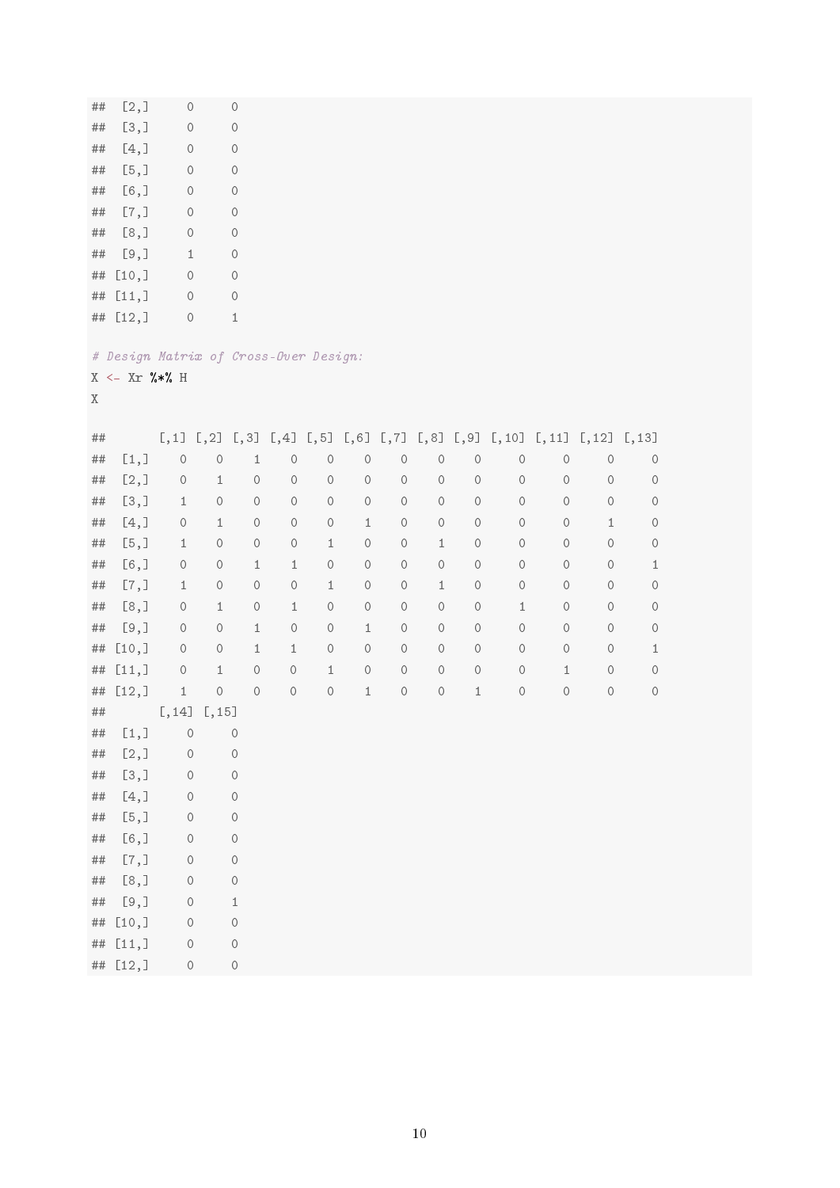```
##  [2,]     0     0
##  [3,]     0     0
##  [4,]     0     0
##  [5,]     0     0
##  [6,]     0     0
##  [7,]     0     0
##  [8,]     0     0
##  [9,]     1     0
## [10,]     0     0
## [11,]     0     0
## [12,]     0     1
```

```
# Design Matrix of Cross-Over Design:
X <- Xr %*% H
X
```

```
##       [,1] [,2] [,3] [,4] [,5] [,6] [,7] [,8] [,9] [,10] [,11] [,12] [,13]
##  [1,]    0    0    1    0    0    0    0    0    0     0     0     0     0
##  [2,]    0    1    0    0    0    0    0    0    0     0     0     0     0
##  [3,]    1    0    0    0    0    0    0    0    0     0     0     0     0
##  [4,]    0    1    0    0    0    1    0    0    0     0     0     1     0
##  [5,]    1    0    0    0    1    0    0    1    0     0     0     0     0
##  [6,]    0    0    1    1    0    0    0    0    0     0     0     0     1
##  [7,]    1    0    0    0    1    0    0    1    0     0     0     0     0
##  [8,]    0    1    0    1    0    0    0    0    0     1     0     0     0
##  [9,]    0    0    1    0    0    1    0    0    0     0     0     0     0
## [10,]    0    0    1    1    0    0    0    0    0     0     0     0     1
## [11,]    0    1    0    0    1    0    0    0    0     0     1     0     0
## [12,]    1    0    0    0    0    1    0    0    1     0     0     0     0
##       [,14] [,15]
##  [1,]     0     0
##  [2,]     0     0
##  [3,]     0     0
##  [4,]     0     0
##  [5,]     0     0
##  [6,]     0     0
##  [7,]     0     0
##  [8,]     0     0
##  [9,]     0     1
## [10,]     0     0
## [11,]     0     0
## [12,]     0     0
```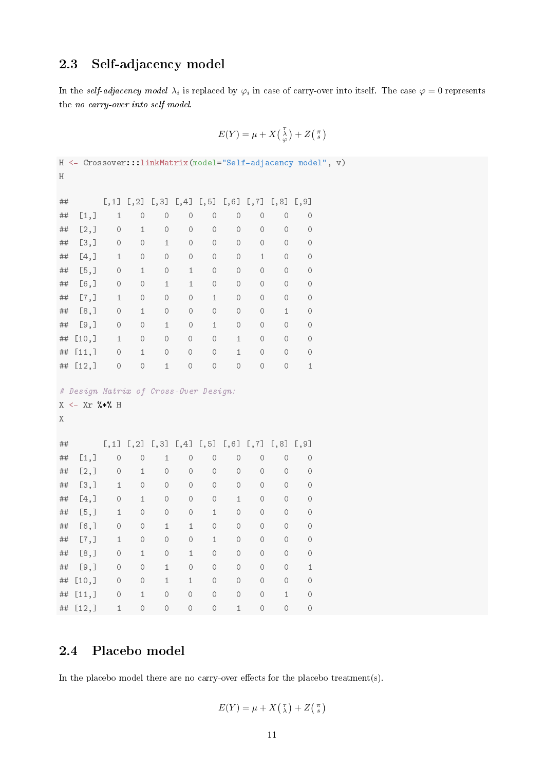## 2.3 Self-adjacency model

In the *self-adjacency model* $\lambda_i$ is replaced by $\varphi_i$ in case of carry-over into itself. The case $\varphi = 0$ represents the *no carry-over into self model*.

$$E(Y) = \mu + X\left(\begin{smallmatrix}\tau\\ \lambda\\ \varphi\end{smallmatrix}\right) + Z\left(\begin{smallmatrix}\pi\\ s\end{smallmatrix}\right)$$

```
H <- Crossover:::linkMatrix(model="Self-adjacency model", v)
H

##       [,1] [,2] [,3] [,4] [,5] [,6] [,7] [,8] [,9]
##  [1,]    1    0    0    0    0    0    0    0    0
##  [2,]    0    1    0    0    0    0    0    0    0
##  [3,]    0    0    1    0    0    0    0    0    0
##  [4,]    1    0    0    0    0    0    1    0    0
##  [5,]    0    1    0    1    0    0    0    0    0
##  [6,]    0    0    1    1    0    0    0    0    0
##  [7,]    1    0    0    0    1    0    0    0    0
##  [8,]    0    1    0    0    0    0    0    1    0
##  [9,]    0    0    1    0    1    0    0    0    0
## [10,]    1    0    0    0    0    1    0    0    0
## [11,]    0    1    0    0    0    1    0    0    0
## [12,]    0    0    1    0    0    0    0    0    1

# Design Matrix of Cross-Over Design:
X <- Xr %*% H
X

##       [,1] [,2] [,3] [,4] [,5] [,6] [,7] [,8] [,9]
##  [1,]    0    0    1    0    0    0    0    0    0
##  [2,]    0    1    0    0    0    0    0    0    0
##  [3,]    1    0    0    0    0    0    0    0    0
##  [4,]    0    1    0    0    0    1    0    0    0
##  [5,]    1    0    0    0    1    0    0    0    0
##  [6,]    0    0    1    1    0    0    0    0    0
##  [7,]    1    0    0    0    1    0    0    0    0
##  [8,]    0    1    0    1    0    0    0    0    0
##  [9,]    0    0    1    0    0    0    0    0    1
## [10,]    0    0    1    1    0    0    0    0    0
## [11,]    0    1    0    0    0    0    0    1    0
## [12,]    1    0    0    0    0    1    0    0    0
```

## 2.4 Placebo model

In the placebo model there are no carry-over effects for the placebo treatment(s).

$$E(Y) = \mu + X\left(\begin{smallmatrix}\tau\\ \lambda\end{smallmatrix}\right) + Z\left(\begin{smallmatrix}\pi\\ s\end{smallmatrix}\right)$$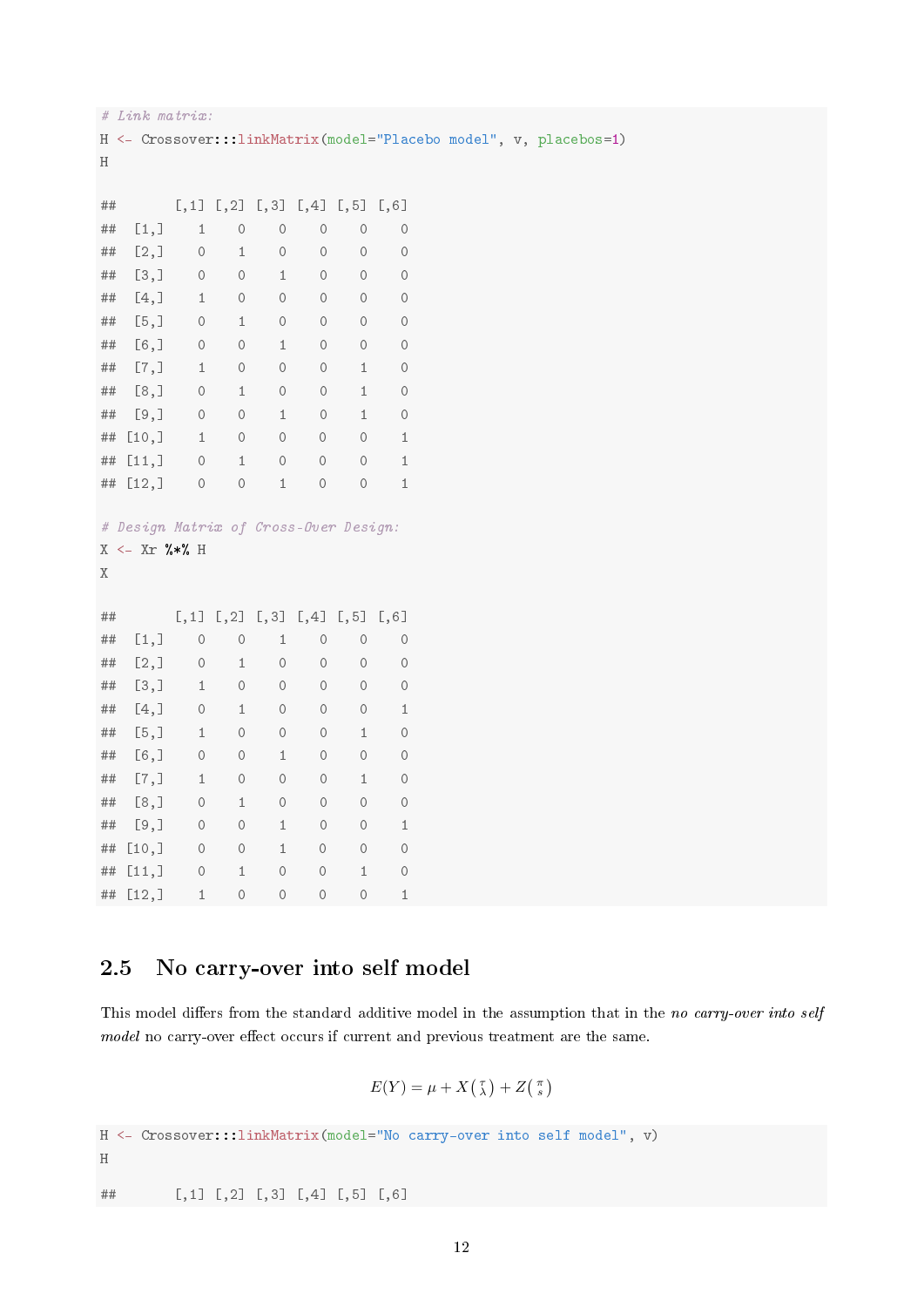```
# Link matrix:
H <- Crossover:::linkMatrix(model="Placebo model", v, placebos=1)
H

##       [,1] [,2] [,3] [,4] [,5] [,6]
##  [1,]    1    0    0    0    0    0
##  [2,]    0    1    0    0    0    0
##  [3,]    0    0    1    0    0    0
##  [4,]    1    0    0    0    0    0
##  [5,]    0    1    0    0    0    0
##  [6,]    0    0    1    0    0    0
##  [7,]    1    0    0    0    1    0
##  [8,]    0    1    0    0    1    0
##  [9,]    0    0    1    0    1    0
## [10,]    1    0    0    0    0    1
## [11,]    0    1    0    0    0    1
## [12,]    0    0    1    0    0    1

# Design Matrix of Cross-Over Design:
X <- Xr %*% H
X

##       [,1] [,2] [,3] [,4] [,5] [,6]
##  [1,]    0    0    1    0    0    0
##  [2,]    0    1    0    0    0    0
##  [3,]    1    0    0    0    0    0
##  [4,]    0    1    0    0    0    1
##  [5,]    1    0    0    0    1    0
##  [6,]    0    0    1    0    0    0
##  [7,]    1    0    0    0    1    0
##  [8,]    0    1    0    0    0    0
##  [9,]    0    0    1    0    0    1
## [10,]    0    0    1    0    0    0
## [11,]    0    1    0    0    1    0
## [12,]    1    0    0    0    0    1
```

## 2.5 No carry-over into self model

This model differs from the standard additive model in the assumption that in the *no carry-over into self model* no carry-over effect occurs if current and previous treatment are the same.

$$E(Y) = \mu + X\left(\begin{smallmatrix}\tau \\ \lambda\end{smallmatrix}\right) + Z\left(\begin{smallmatrix}\pi \\ s\end{smallmatrix}\right)$$

```
H <- Crossover:::linkMatrix(model="No carry-over into self model", v)
H

##       [,1] [,2] [,3] [,4] [,5] [,6]
```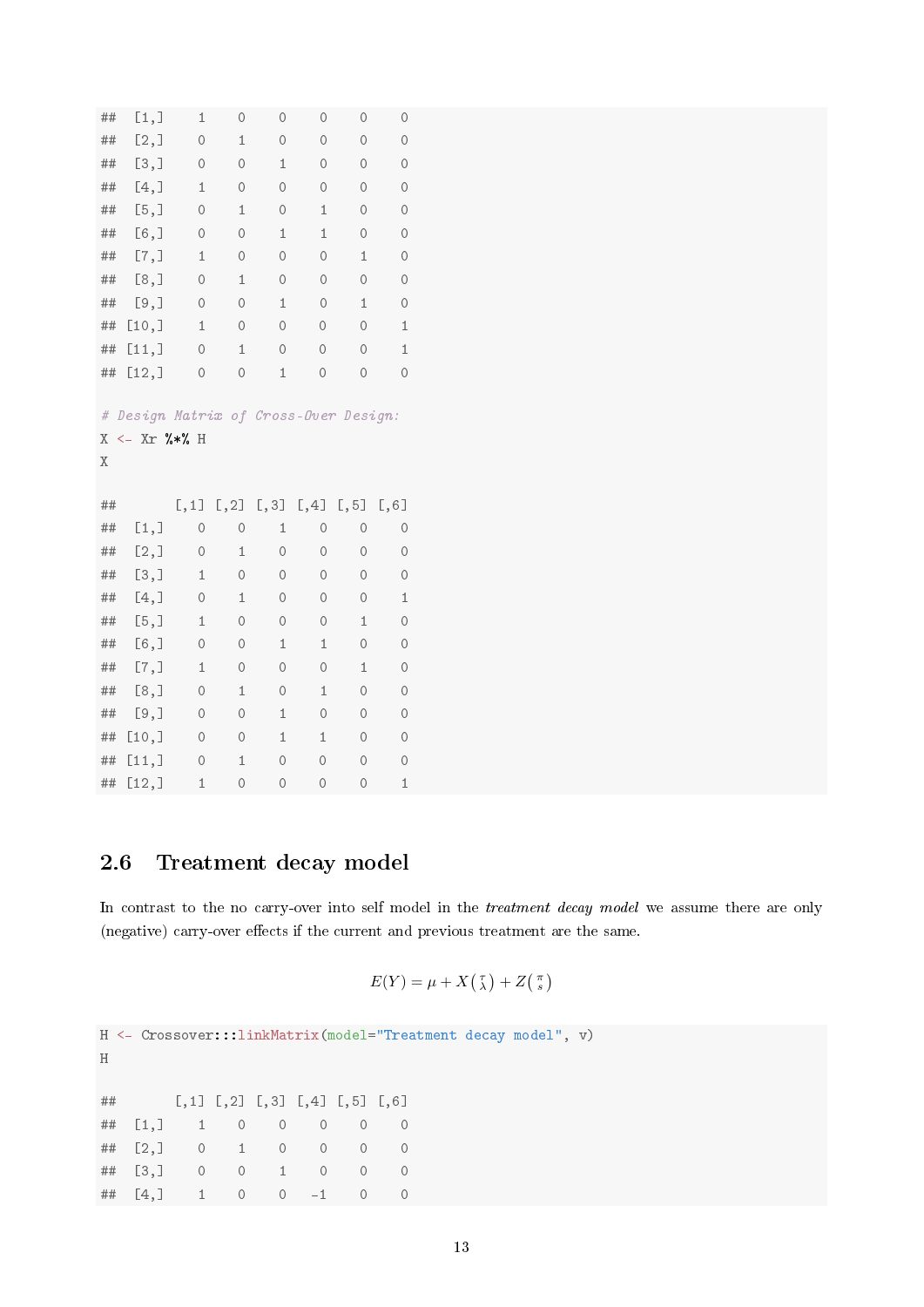```
##  [1,]    1    0    0    0    0    0
##  [2,]    0    1    0    0    0    0
##  [3,]    0    0    1    0    0    0
##  [4,]    1    0    0    0    0    0
##  [5,]    0    1    0    1    0    0
##  [6,]    0    0    1    1    0    0
##  [7,]    1    0    0    0    1    0
##  [8,]    0    1    0    0    0    0
##  [9,]    0    0    1    0    1    0
## [10,]    1    0    0    0    0    1
## [11,]    0    1    0    0    0    1
## [12,]    0    0    1    0    0    0
```

```
# Design Matrix of Cross-Over Design:
X <- Xr %*% H
X
```

```
##       [,1] [,2] [,3] [,4] [,5] [,6]
##  [1,]    0    0    1    0    0    0
##  [2,]    0    1    0    0    0    0
##  [3,]    1    0    0    0    0    0
##  [4,]    0    1    0    0    0    1
##  [5,]    1    0    0    0    1    0
##  [6,]    0    0    1    1    0    0
##  [7,]    1    0    0    0    1    0
##  [8,]    0    1    0    1    0    0
##  [9,]    0    0    1    0    0    0
## [10,]    0    0    1    1    0    0
## [11,]    0    1    0    0    0    0
## [12,]    1    0    0    0    0    1
```

## 2.6 Treatment decay model

In contrast to the no carry-over into self model in the *treatment decay model* we assume there are only (negative) carry-over effects if the current and previous treatment are the same.

$$E(Y) = \mu + X\binom{\tau}{\lambda} + Z\binom{\pi}{s}$$

```
H <- Crossover:::linkMatrix(model="Treatment decay model", v)
H
```

```
##       [,1] [,2] [,3] [,4] [,5] [,6]
##  [1,]    1    0    0    0    0    0
##  [2,]    0    1    0    0    0    0
##  [3,]    0    0    1    0    0    0
##  [4,]    1    0    0   -1    0    0
```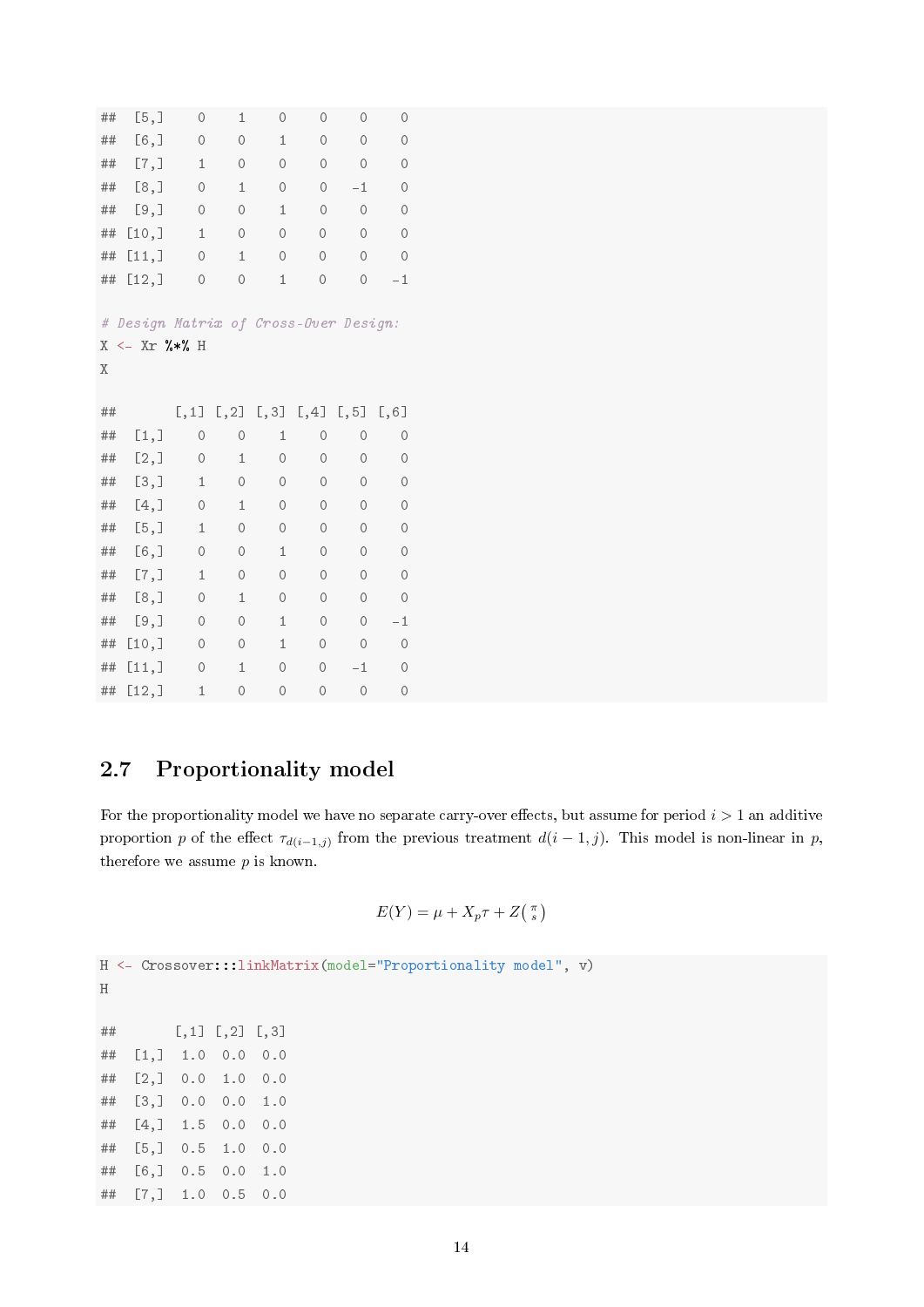```
##  [5,]    0    1    0    0    0    0
##  [6,]    0    0    1    0    0    0
##  [7,]    1    0    0    0    0    0
##  [8,]    0    1    0    0   -1    0
##  [9,]    0    0    1    0    0    0
## [10,]    1    0    0    0    0    0
## [11,]    0    1    0    0    0    0
## [12,]    0    0    1    0    0   -1
```

```
# Design Matrix of Cross-Over Design:
X <- Xr %*% H
X
```

```
##       [,1] [,2] [,3] [,4] [,5] [,6]
##  [1,]    0    0    1    0    0    0
##  [2,]    0    1    0    0    0    0
##  [3,]    1    0    0    0    0    0
##  [4,]    0    1    0    0    0    0
##  [5,]    1    0    0    0    0    0
##  [6,]    0    0    1    0    0    0
##  [7,]    1    0    0    0    0    0
##  [8,]    0    1    0    0    0    0
##  [9,]    0    0    1    0    0   -1
## [10,]    0    0    1    0    0    0
## [11,]    0    1    0    0   -1    0
## [12,]    1    0    0    0    0    0
```

## 2.7 Proportionality model

For the proportionality model we have no separate carry-over effects, but assume for period $i > 1$ an additive proportion $p$ of the effect $\tau_{d(i-1,j)}$ from the previous treatment $d(i-1,j)$. This model is non-linear in $p$, therefore we assume $p$ is known.

$$E(Y) = \mu + X_p\tau + Z\binom{\pi}{s}$$

```
H <- Crossover:::linkMatrix(model="Proportionality model", v)
H
```

```
##       [,1] [,2] [,3]
##  [1,]  1.0  0.0  0.0
##  [2,]  0.0  1.0  0.0
##  [3,]  0.0  0.0  1.0
##  [4,]  1.5  0.0  0.0
##  [5,]  0.5  1.0  0.0
##  [6,]  0.5  0.0  1.0
##  [7,]  1.0  0.5  0.0
```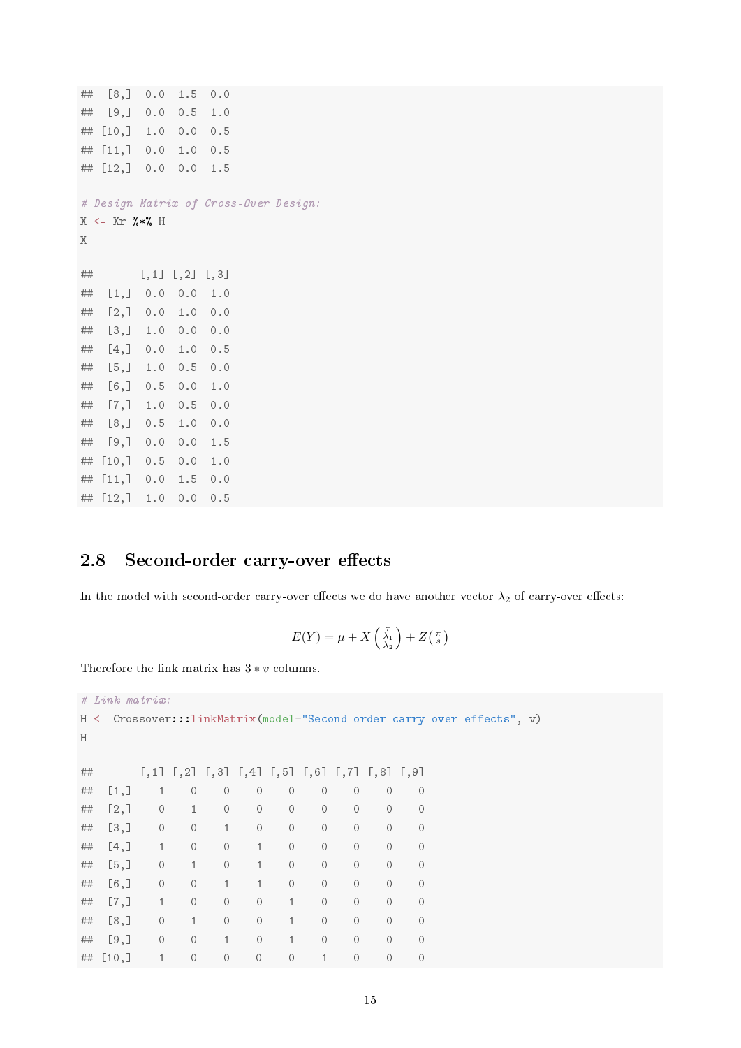```
##  [8,]  0.0  1.5  0.0
##  [9,]  0.0  0.5  1.0
## [10,]  1.0  0.0  0.5
## [11,]  0.0  1.0  0.5
## [12,]  0.0  0.0  1.5

# Design Matrix of Cross-Over Design:
X <- Xr %*% H
X

##       [,1] [,2] [,3]
##  [1,]  0.0  0.0  1.0
##  [2,]  0.0  1.0  0.0
##  [3,]  1.0  0.0  0.0
##  [4,]  0.0  1.0  0.5
##  [5,]  1.0  0.5  0.0
##  [6,]  0.5  0.0  1.0
##  [7,]  1.0  0.5  0.0
##  [8,]  0.5  1.0  0.0
##  [9,]  0.0  0.0  1.5
## [10,]  0.5  0.0  1.0
## [11,]  0.0  1.5  0.0
## [12,]  1.0  0.0  0.5
```

## 2.8 Second-order carry-over effects

In the model with second-order carry-over effects we do have another vector $\lambda_2$ of carry-over effects:

$$E(Y) = \mu + X \begin{pmatrix} \tau \\ \lambda_1 \\ \lambda_2 \end{pmatrix} + Z \begin{pmatrix} \pi \\ s \end{pmatrix}$$

Therefore the link matrix has $3 * v$ columns.

```
# Link matrix:
H <- Crossover:::linkMatrix(model="Second-order carry-over effects", v)
H

##       [,1] [,2] [,3] [,4] [,5] [,6] [,7] [,8] [,9]
##  [1,]    1    0    0    0    0    0    0    0    0
##  [2,]    0    1    0    0    0    0    0    0    0
##  [3,]    0    0    1    0    0    0    0    0    0
##  [4,]    1    0    0    1    0    0    0    0    0
##  [5,]    0    1    0    1    0    0    0    0    0
##  [6,]    0    0    1    1    0    0    0    0    0
##  [7,]    1    0    0    0    1    0    0    0    0
##  [8,]    0    1    0    0    1    0    0    0    0
##  [9,]    0    0    1    0    1    0    0    0    0
## [10,]    1    0    0    0    0    1    0    0    0
```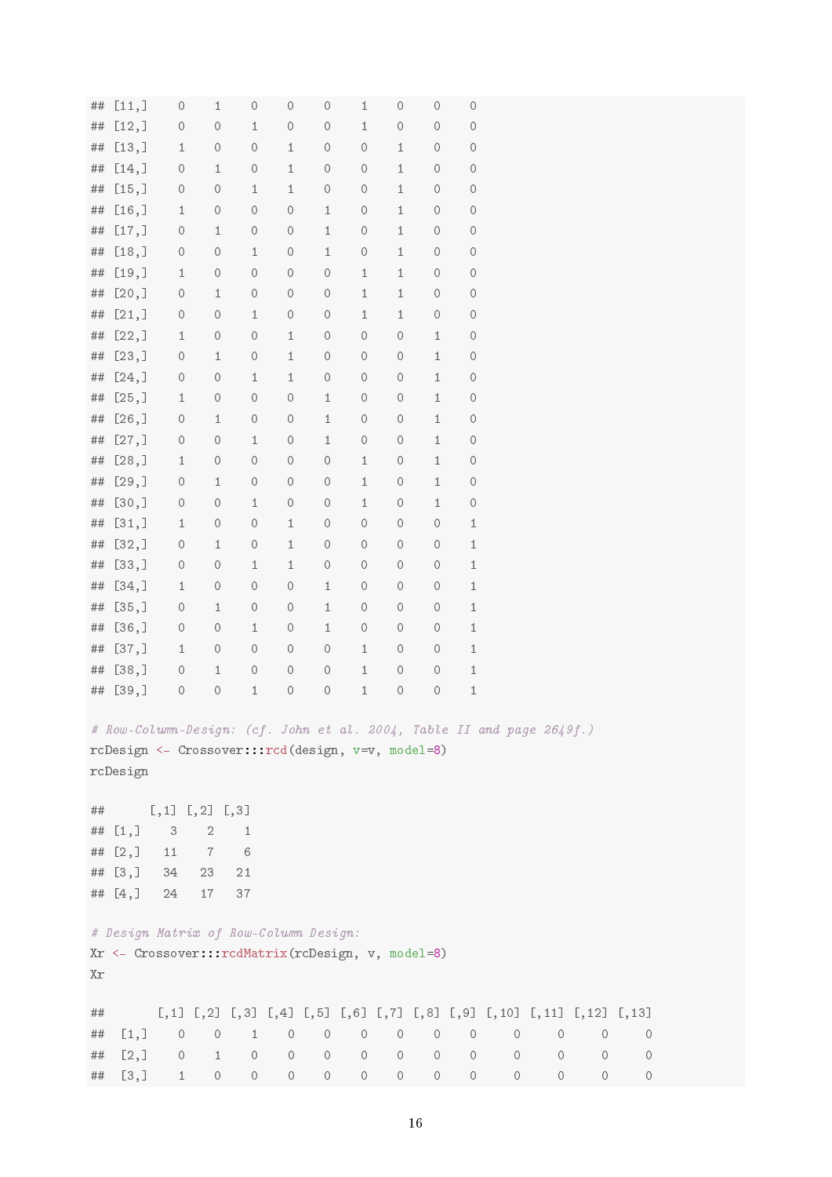```
## [11,]    0    1    0    0    0    1    0    0    0
## [12,]    0    0    1    0    0    1    0    0    0
## [13,]    1    0    0    1    0    0    1    0    0
## [14,]    0    1    0    1    0    0    1    0    0
## [15,]    0    0    1    1    0    0    1    0    0
## [16,]    1    0    0    0    1    0    1    0    0
## [17,]    0    1    0    0    1    0    1    0    0
## [18,]    0    0    1    0    1    0    1    0    0
## [19,]    1    0    0    0    0    1    1    0    0
## [20,]    0    1    0    0    0    1    1    0    0
## [21,]    0    0    1    0    0    1    1    0    0
## [22,]    1    0    0    1    0    0    0    1    0
## [23,]    0    1    0    1    0    0    0    1    0
## [24,]    0    0    1    1    0    0    0    1    0
## [25,]    1    0    0    0    1    0    0    1    0
## [26,]    0    1    0    0    1    0    0    1    0
## [27,]    0    0    1    0    1    0    0    1    0
## [28,]    1    0    0    0    0    1    0    1    0
## [29,]    0    1    0    0    0    1    0    1    0
## [30,]    0    0    1    0    0    1    0    1    0
## [31,]    1    0    0    1    0    0    0    0    1
## [32,]    0    1    0    1    0    0    0    0    1
## [33,]    0    0    1    1    0    0    0    0    1
## [34,]    1    0    0    0    1    0    0    0    1
## [35,]    0    1    0    0    1    0    0    0    1
## [36,]    0    0    1    0    1    0    0    0    1
## [37,]    1    0    0    0    0    1    0    0    1
## [38,]    0    1    0    0    0    1    0    0    1
## [39,]    0    0    1    0    0    1    0    0    1

# Row-Column-Design: (cf. John et al. 2004, Table II and page 2649f.)
rcDesign <- Crossover:::rcd(design, v=v, model=8)
rcDesign

##      [,1] [,2] [,3]
## [1,]    3    2    1
## [2,]   11    7    6
## [3,]   34   23   21
## [4,]   24   17   37

# Design Matrix of Row-Column Design:
Xr <- Crossover:::rcdMatrix(rcDesign, v, model=8)
Xr

##       [,1] [,2] [,3] [,4] [,5] [,6] [,7] [,8] [,9] [,10] [,11] [,12] [,13]
##  [1,]    0    0    1    0    0    0    0    0    0     0     0     0     0
##  [2,]    0    1    0    0    0    0    0    0    0     0     0     0     0
##  [3,]    1    0    0    0    0    0    0    0    0     0     0     0     0
```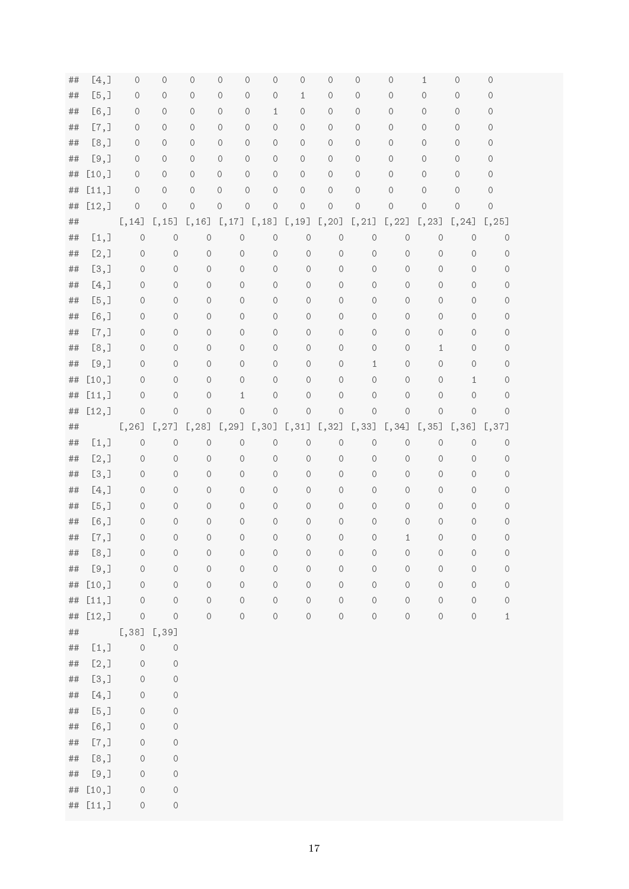```
##  [4,]    0    0    0    0    0    0    0    0    0     0     1     0     0
##  [5,]    0    0    0    0    0    0    1    0    0     0     0     0     0
##  [6,]    0    0    0    0    0    1    0    0    0     0     0     0     0
##  [7,]    0    0    0    0    0    0    0    0    0     0     0     0     0
##  [8,]    0    0    0    0    0    0    0    0    0     0     0     0     0
##  [9,]    0    0    0    0    0    0    0    0    0     0     0     0     0
## [10,]    0    0    0    0    0    0    0    0    0     0     0     0     0
## [11,]    0    0    0    0    0    0    0    0    0     0     0     0     0
## [12,]    0    0    0    0    0    0    0    0    0     0     0     0     0
##       [,14] [,15] [,16] [,17] [,18] [,19] [,20] [,21] [,22] [,23] [,24] [,25]
##  [1,]     0     0     0     0     0     0     0     0     0     0     0     0
##  [2,]     0     0     0     0     0     0     0     0     0     0     0     0
##  [3,]     0     0     0     0     0     0     0     0     0     0     0     0
##  [4,]     0     0     0     0     0     0     0     0     0     0     0     0
##  [5,]     0     0     0     0     0     0     0     0     0     0     0     0
##  [6,]     0     0     0     0     0     0     0     0     0     0     0     0
##  [7,]     0     0     0     0     0     0     0     0     0     0     0     0
##  [8,]     0     0     0     0     0     0     0     0     0     1     0     0
##  [9,]     0     0     0     0     0     0     0     1     0     0     0     0
## [10,]     0     0     0     0     0     0     0     0     0     0     1     0
## [11,]     0     0     0     1     0     0     0     0     0     0     0     0
## [12,]     0     0     0     0     0     0     0     0     0     0     0     0
##       [,26] [,27] [,28] [,29] [,30] [,31] [,32] [,33] [,34] [,35] [,36] [,37]
##  [1,]     0     0     0     0     0     0     0     0     0     0     0     0
##  [2,]     0     0     0     0     0     0     0     0     0     0     0     0
##  [3,]     0     0     0     0     0     0     0     0     0     0     0     0
##  [4,]     0     0     0     0     0     0     0     0     0     0     0     0
##  [5,]     0     0     0     0     0     0     0     0     0     0     0     0
##  [6,]     0     0     0     0     0     0     0     0     0     0     0     0
##  [7,]     0     0     0     0     0     0     0     0     1     0     0     0
##  [8,]     0     0     0     0     0     0     0     0     0     0     0     0
##  [9,]     0     0     0     0     0     0     0     0     0     0     0     0
## [10,]     0     0     0     0     0     0     0     0     0     0     0     0
## [11,]     0     0     0     0     0     0     0     0     0     0     0     0
## [12,]     0     0     0     0     0     0     0     0     0     0     0     1
##       [,38] [,39]
##  [1,]     0     0
##  [2,]     0     0
##  [3,]     0     0
##  [4,]     0     0
##  [5,]     0     0
##  [6,]     0     0
##  [7,]     0     0
##  [8,]     0     0
##  [9,]     0     0
## [10,]     0     0
## [11,]     0     0
```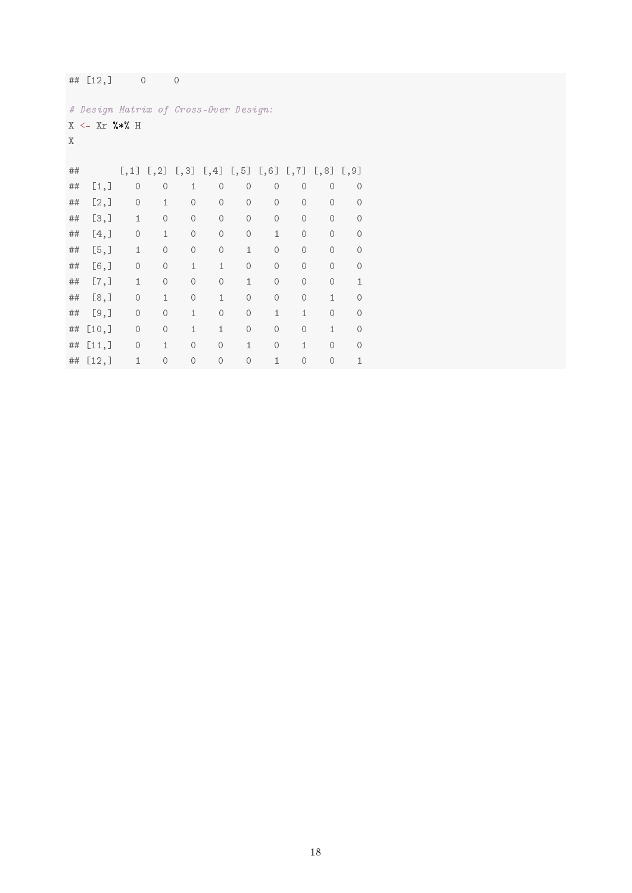```
## [12,]     0     0

# Design Matrix of Cross-Over Design:
X <- Xr %*% H
X

##       [,1] [,2] [,3] [,4] [,5] [,6] [,7] [,8] [,9]
##  [1,]    0    0    1    0    0    0    0    0    0
##  [2,]    0    1    0    0    0    0    0    0    0
##  [3,]    1    0    0    0    0    0    0    0    0
##  [4,]    0    1    0    0    0    1    0    0    0
##  [5,]    1    0    0    0    1    0    0    0    0
##  [6,]    0    0    1    1    0    0    0    0    0
##  [7,]    1    0    0    0    1    0    0    0    1
##  [8,]    0    1    0    1    0    0    0    1    0
##  [9,]    0    0    1    0    0    1    1    0    0
## [10,]    0    0    1    1    0    0    0    1    0
## [11,]    0    1    0    0    1    0    1    0    0
## [12,]    1    0    0    0    0    1    0    0    1
```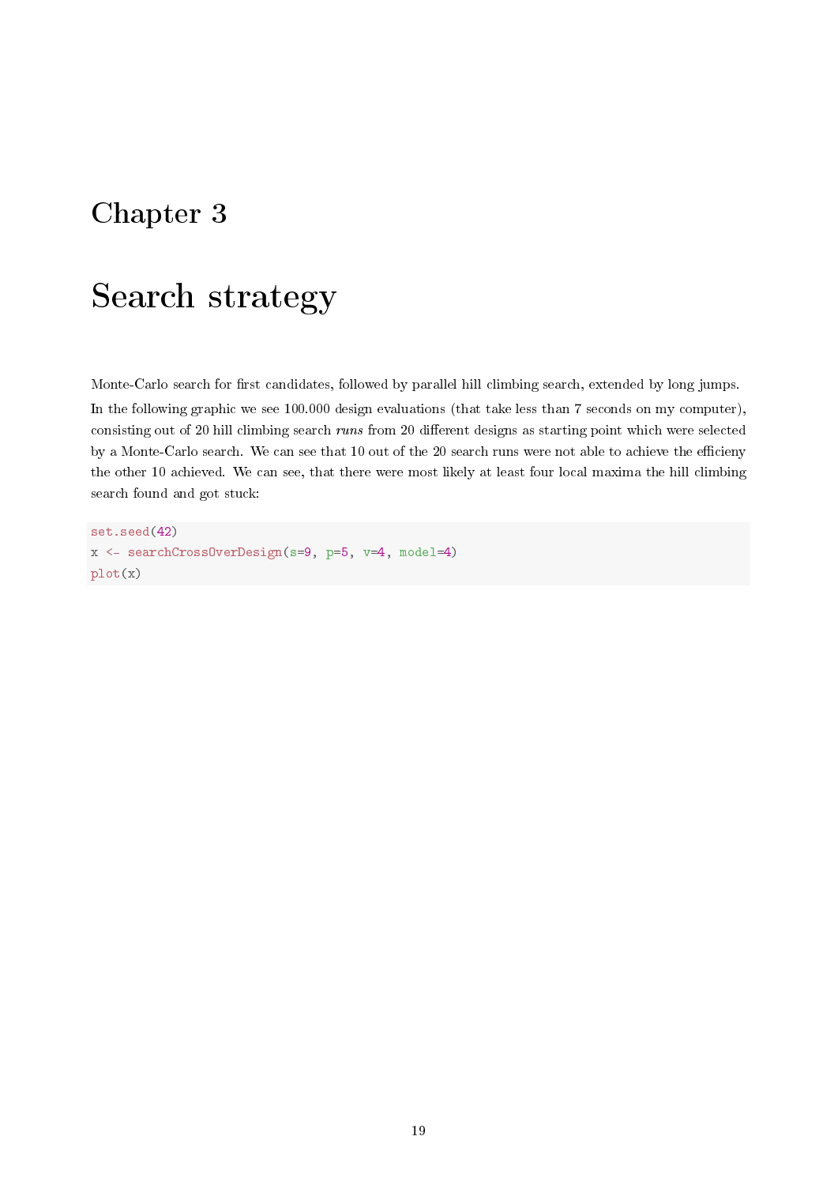# Chapter 3

# Search strategy

Monte-Carlo search for first candidates, followed by parallel hill climbing search, extended by long jumps.

In the following graphic we see 100.000 design evaluations (that take less than 7 seconds on my computer), consisting out of 20 hill climbing search *runs* from 20 different designs as starting point which were selected by a Monte-Carlo search. We can see that 10 out of the 20 search runs were not able to achieve the efficieny the other 10 achieved. We can see, that there were most likely at least four local maxima the hill climbing search found and got stuck:

```
set.seed(42)
x <- searchCrossOverDesign(s=9, p=5, v=4, model=4)
plot(x)
```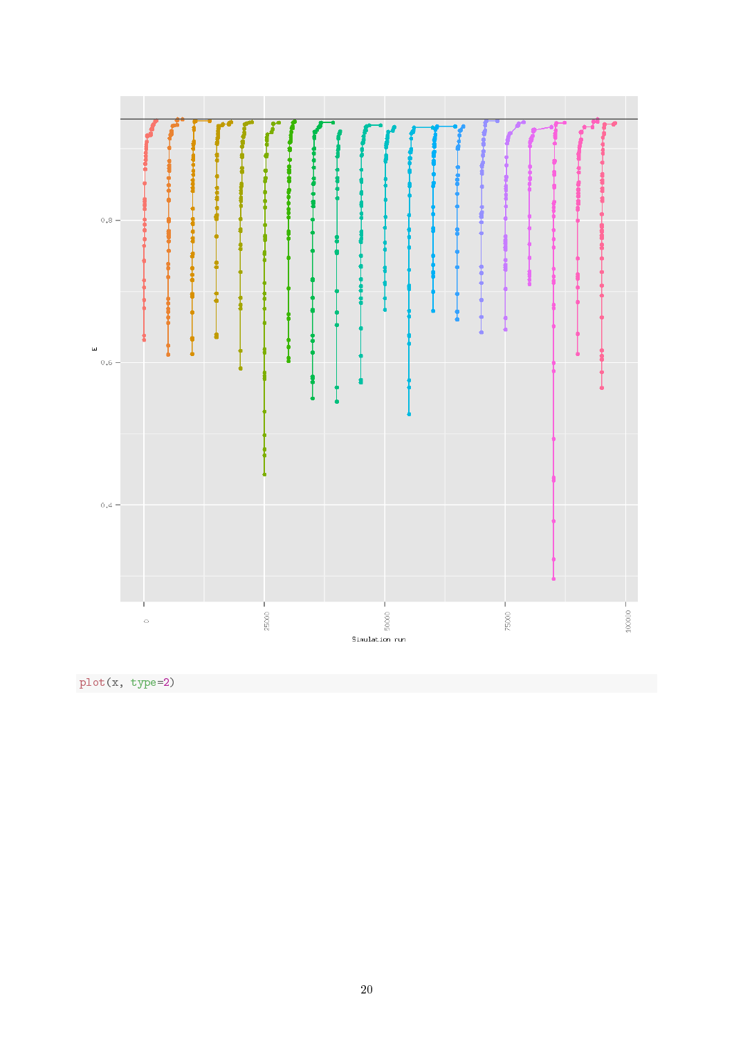```
plot(x, type=2)
```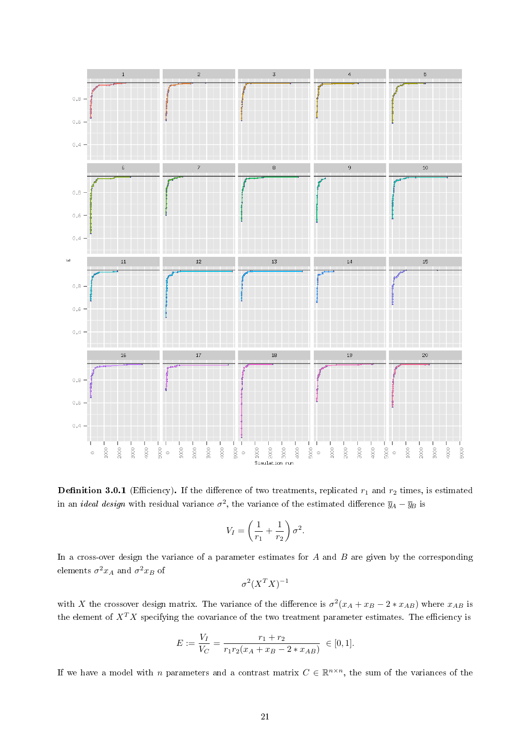**Definition 3.0.1** (Efficiency)**.** If the difference of two treatments, replicated $r_1$ and $r_2$ times, is estimated in an *ideal design* with residual variance $\sigma^2$, the variance of the estimated difference $\overline{y}_A - \overline{y}_B$ is

$$V_I = \left(\frac{1}{r_1} + \frac{1}{r_2}\right)\sigma^2.$$

In a cross-over design the variance of a parameter estimates for $A$ and $B$ are given by the corresponding elements $\sigma^2 x_A$ and $\sigma^2 x_B$ of

$$\sigma^2(X^T X)^{-1}$$

with $X$ the crossover design matrix. The variance of the difference is $\sigma^2(x_A + x_B - 2 * x_{AB})$ where $x_{AB}$ is the element of $X^T X$ specifying the covariance of the two treatment parameter estimates. The efficiency is

$$E := \frac{V_I}{V_C} = \frac{r_1 + r_2}{r_1 r_2 (x_A + x_B - 2 * x_{AB})} \in [0, 1].$$

If we have a model with $n$ parameters and a contrast matrix $C \in \mathbb{R}^{n \times n}$, the sum of the variances of the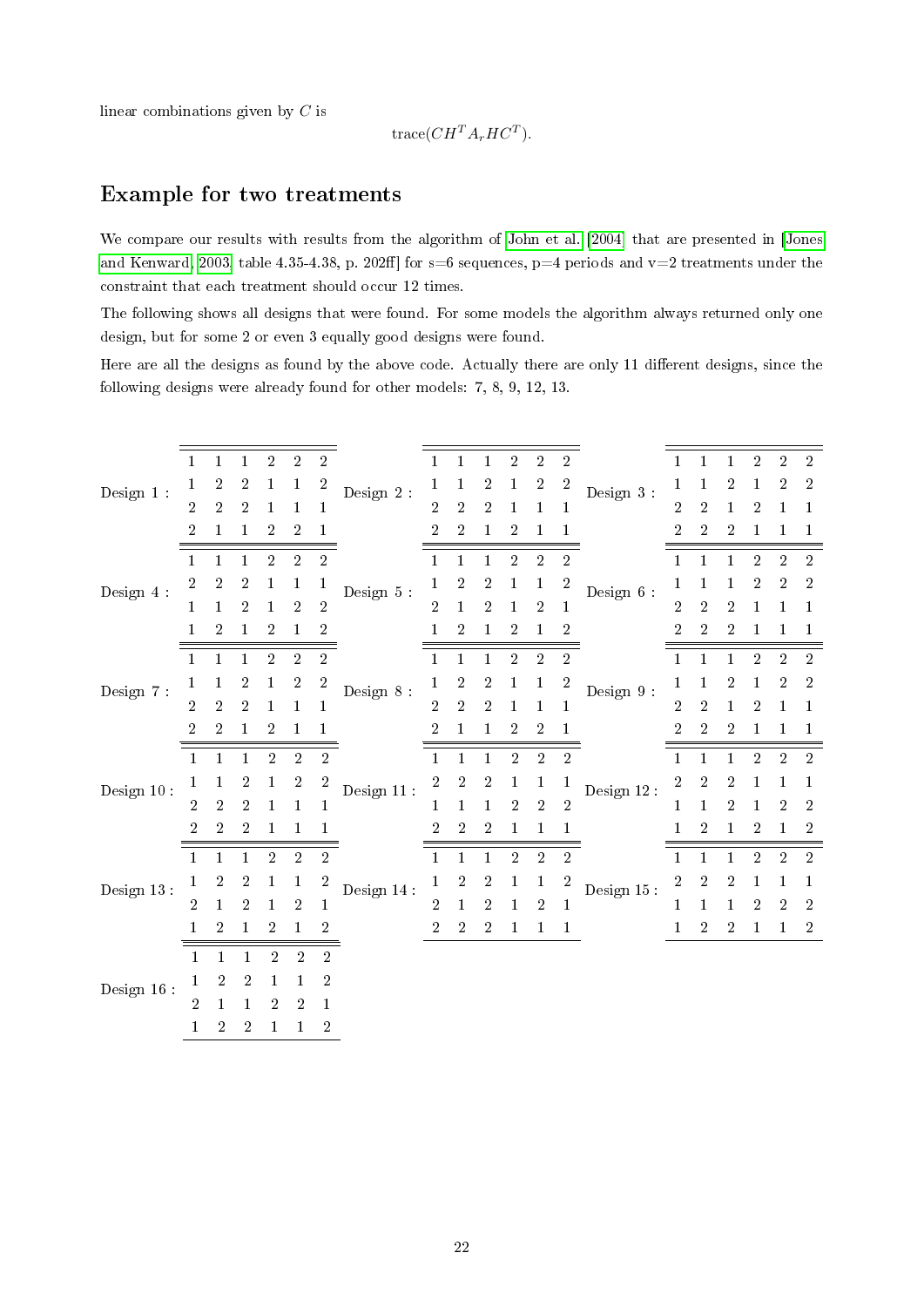linear combinations given by $C$ is

$$\text{trace}(CH^T A_r H C^T).$$

## Example for two treatments

We compare our results with results from the algorithm of John et al. [2004] that are presented in [Jones and Kenward, 2003, table 4.35-4.38, p. 202ff] for s=6 sequences, p=4 periods and v=2 treatments under the constraint that each treatment should occur 12 times.

The following shows all designs that were found. For some models the algorithm always returned only one design, but for some 2 or even 3 equally good designs were found.

Here are all the designs as found by the above code. Actually there are only 11 different designs, since the following designs were already found for other models: 7, 8, 9, 12, 13.

Design 1 :

| | | | | | |
|---|---|---|---|---|---|
| 1 | 1 | 1 | 2 | 2 | 2 |
| 1 | 2 | 2 | 1 | 1 | 2 |
| 2 | 2 | 2 | 1 | 1 | 1 |
| 2 | 1 | 1 | 2 | 2 | 1 |

Design 2 :

| | | | | | |
|---|---|---|---|---|---|
| 1 | 1 | 1 | 2 | 2 | 2 |
| 1 | 1 | 2 | 1 | 2 | 2 |
| 2 | 2 | 2 | 1 | 1 | 1 |
| 2 | 2 | 1 | 2 | 1 | 1 |

Design 3 :

| | | | | | |
|---|---|---|---|---|---|
| 1 | 1 | 1 | 2 | 2 | 2 |
| 1 | 1 | 2 | 1 | 2 | 2 |
| 2 | 2 | 1 | 2 | 1 | 1 |
| 2 | 2 | 2 | 1 | 1 | 1 |

Design 4 :

| | | | | | |
|---|---|---|---|---|---|
| 1 | 1 | 1 | 2 | 2 | 2 |
| 2 | 2 | 2 | 1 | 1 | 1 |
| 1 | 1 | 2 | 1 | 2 | 2 |
| 1 | 2 | 1 | 2 | 1 | 2 |

Design 5 :

| | | | | | |
|---|---|---|---|---|---|
| 1 | 1 | 1 | 2 | 2 | 2 |
| 1 | 2 | 2 | 1 | 1 | 2 |
| 2 | 1 | 2 | 1 | 2 | 1 |
| 1 | 2 | 1 | 2 | 1 | 2 |

Design 6 :

| | | | | | |
|---|---|---|---|---|---|
| 1 | 1 | 1 | 2 | 2 | 2 |
| 1 | 1 | 1 | 2 | 2 | 2 |
| 2 | 2 | 2 | 1 | 1 | 1 |
| 2 | 2 | 2 | 1 | 1 | 1 |

Design 7 :

| | | | | | |
|---|---|---|---|---|---|
| 1 | 1 | 1 | 2 | 2 | 2 |
| 1 | 1 | 2 | 1 | 2 | 2 |
| 2 | 2 | 2 | 1 | 1 | 1 |
| 2 | 2 | 1 | 2 | 1 | 1 |

Design 8 :

| | | | | | |
|---|---|---|---|---|---|
| 1 | 1 | 1 | 2 | 2 | 2 |
| 1 | 2 | 2 | 1 | 1 | 2 |
| 2 | 2 | 2 | 1 | 1 | 1 |
| 2 | 1 | 1 | 2 | 2 | 1 |

Design 9 :

| | | | | | |
|---|---|---|---|---|---|
| 1 | 1 | 1 | 2 | 2 | 2 |
| 1 | 1 | 2 | 1 | 2 | 2 |
| 2 | 2 | 1 | 2 | 1 | 1 |
| 2 | 2 | 2 | 1 | 1 | 1 |

Design 10 :

| | | | | | |
|---|---|---|---|---|---|
| 1 | 1 | 1 | 2 | 2 | 2 |
| 1 | 1 | 2 | 1 | 2 | 2 |
| 2 | 2 | 2 | 1 | 1 | 1 |
| 2 | 2 | 2 | 1 | 1 | 1 |

Design 11 :

| | | | | | |
|---|---|---|---|---|---|
| 1 | 1 | 1 | 2 | 2 | 2 |
| 2 | 2 | 2 | 1 | 1 | 1 |
| 1 | 1 | 1 | 2 | 2 | 2 |
| 2 | 2 | 2 | 1 | 1 | 1 |

Design 12 :

| | | | | | |
|---|---|---|---|---|---|
| 1 | 1 | 1 | 2 | 2 | 2 |
| 2 | 2 | 2 | 1 | 1 | 1 |
| 1 | 1 | 2 | 1 | 2 | 2 |
| 1 | 2 | 1 | 2 | 1 | 2 |

Design 13 :

| | | | | | |
|---|---|---|---|---|---|
| 1 | 1 | 1 | 2 | 2 | 2 |
| 1 | 2 | 2 | 1 | 1 | 2 |
| 2 | 1 | 2 | 1 | 2 | 1 |
| 1 | 2 | 1 | 2 | 1 | 2 |

Design 14 :

| | | | | | |
|---|---|---|---|---|---|
| 1 | 1 | 1 | 2 | 2 | 2 |
| 1 | 2 | 2 | 1 | 1 | 2 |
| 2 | 1 | 2 | 1 | 2 | 1 |
| 2 | 2 | 2 | 1 | 1 | 1 |

Design 15 :

| | | | | | |
|---|---|---|---|---|---|
| 1 | 1 | 1 | 2 | 2 | 2 |
| 2 | 2 | 2 | 1 | 1 | 1 |
| 1 | 1 | 1 | 2 | 2 | 2 |
| 1 | 2 | 2 | 1 | 1 | 2 |

Design 16 :

| | | | | | |
|---|---|---|---|---|---|
| 1 | 1 | 1 | 2 | 2 | 2 |
| 1 | 2 | 2 | 1 | 1 | 2 |
| 2 | 1 | 1 | 2 | 2 | 1 |
| 1 | 2 | 2 | 1 | 1 | 2 |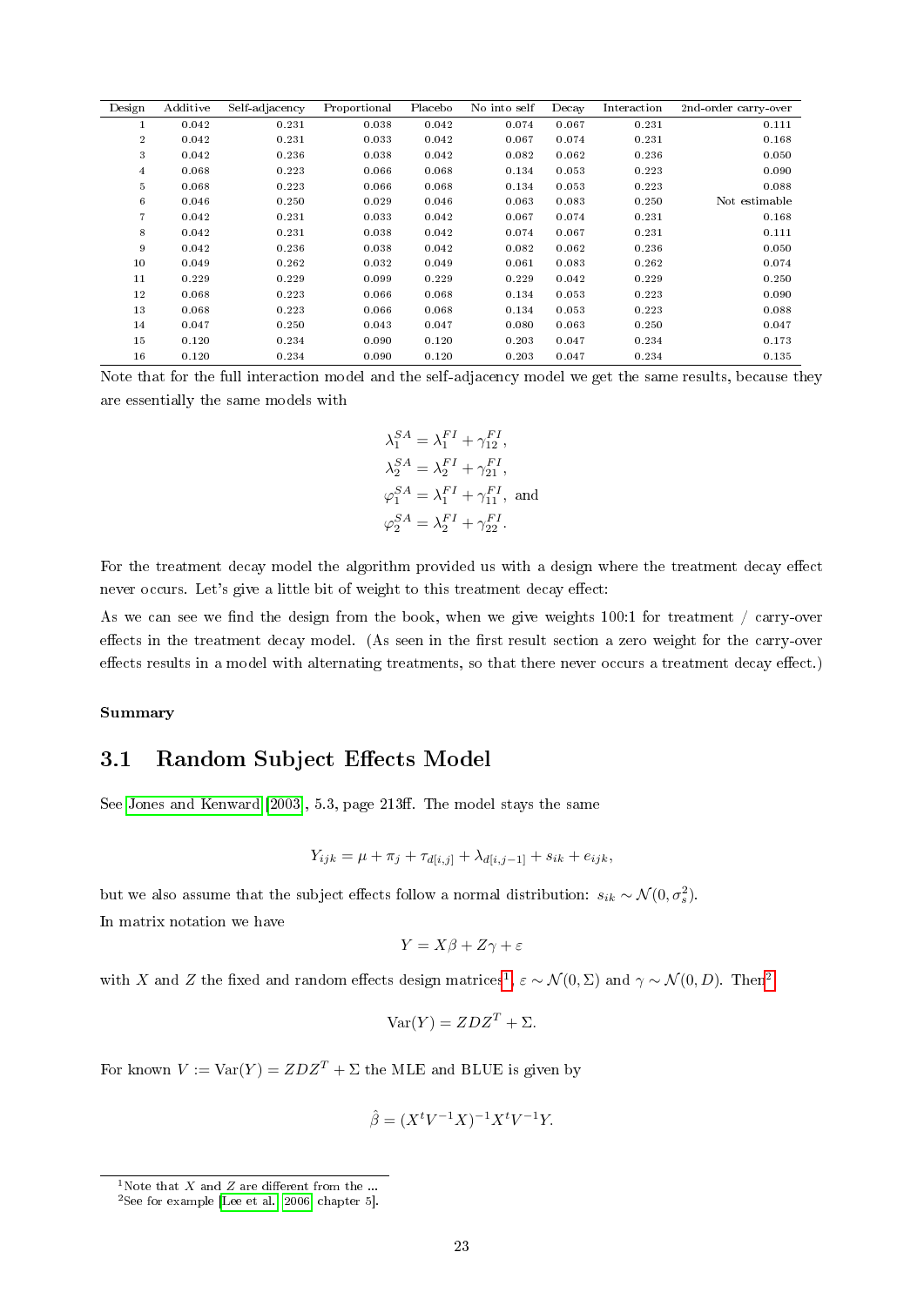| Design | Additive | Self-adjacency | Proportional | Placebo | No into self | Decay | Interaction | 2nd-order carry-over |
|---|---|---|---|---|---|---|---|---|
| 1 | 0.042 | 0.231 | 0.038 | 0.042 | 0.074 | 0.067 | 0.231 | 0.111 |
| 2 | 0.042 | 0.231 | 0.033 | 0.042 | 0.067 | 0.074 | 0.231 | 0.168 |
| 3 | 0.042 | 0.236 | 0.038 | 0.042 | 0.082 | 0.062 | 0.236 | 0.050 |
| 4 | 0.068 | 0.223 | 0.066 | 0.068 | 0.134 | 0.053 | 0.223 | 0.090 |
| 5 | 0.068 | 0.223 | 0.066 | 0.068 | 0.134 | 0.053 | 0.223 | 0.088 |
| 6 | 0.046 | 0.250 | 0.029 | 0.046 | 0.063 | 0.083 | 0.250 | Not estimable |
| 7 | 0.042 | 0.231 | 0.033 | 0.042 | 0.067 | 0.074 | 0.231 | 0.168 |
| 8 | 0.042 | 0.231 | 0.038 | 0.042 | 0.074 | 0.067 | 0.231 | 0.111 |
| 9 | 0.042 | 0.236 | 0.038 | 0.042 | 0.082 | 0.062 | 0.236 | 0.050 |
| 10 | 0.049 | 0.262 | 0.032 | 0.049 | 0.061 | 0.083 | 0.262 | 0.074 |
| 11 | 0.229 | 0.229 | 0.099 | 0.229 | 0.229 | 0.042 | 0.229 | 0.250 |
| 12 | 0.068 | 0.223 | 0.066 | 0.068 | 0.134 | 0.053 | 0.223 | 0.090 |
| 13 | 0.068 | 0.223 | 0.066 | 0.068 | 0.134 | 0.053 | 0.223 | 0.088 |
| 14 | 0.047 | 0.250 | 0.043 | 0.047 | 0.080 | 0.063 | 0.250 | 0.047 |
| 15 | 0.120 | 0.234 | 0.090 | 0.120 | 0.203 | 0.047 | 0.234 | 0.173 |
| 16 | 0.120 | 0.234 | 0.090 | 0.120 | 0.203 | 0.047 | 0.234 | 0.135 |

Note that for the full interaction model and the self-adjacency model we get the same results, because they are essentially the same models with

$$\lambda_1^{SA} = \lambda_1^{FI} + \gamma_{12}^{FI},$$
$$\lambda_2^{SA} = \lambda_2^{FI} + \gamma_{21}^{FI},$$
$$\varphi_1^{SA} = \lambda_1^{FI} + \gamma_{11}^{FI}, \text{ and}$$
$$\varphi_2^{SA} = \lambda_2^{FI} + \gamma_{22}^{FI}.$$

For the treatment decay model the algorithm provided us with a design where the treatment decay effect never occurs. Let's give a little bit of weight to this treatment decay effect:

As we can see we find the design from the book, when we give weights 100:1 for treatment / carry-over effects in the treatment decay model. (As seen in the first result section a zero weight for the carry-over effects results in a model with alternating treatments, so that there never occurs a treatment decay effect.)

**Summary**

## 3.1 Random Subject Effects Model

See Jones and Kenward [2003], 5.3, page 213ff. The model stays the same

$$Y_{ijk} = \mu + \pi_j + \tau_{d[i,j]} + \lambda_{d[i,j-1]} + s_{ik} + e_{ijk},$$

but we also assume that the subject effects follow a normal distribution: $s_{ik} \sim \mathcal{N}(0, \sigma_s^2)$.

In matrix notation we have

$$Y = X\beta + Z\gamma + \varepsilon$$

with $X$ and $Z$ the fixed and random effects design matrices[1], $\varepsilon \sim \mathcal{N}(0, \Sigma)$ and $\gamma \sim \mathcal{N}(0, D)$. Then[2]

$$\mathrm{Var}(Y) = ZDZ^T + \Sigma.$$

For known $V := \mathrm{Var}(Y) = ZDZ^T + \Sigma$ the MLE and BLUE is given by

$$\hat{\beta} = (X^t V^{-1} X)^{-1} X^t V^{-1} Y.$$

[1] Note that $X$ and $Z$ are different from the ...

[2] See for example [Lee et al. 2006, chapter 5].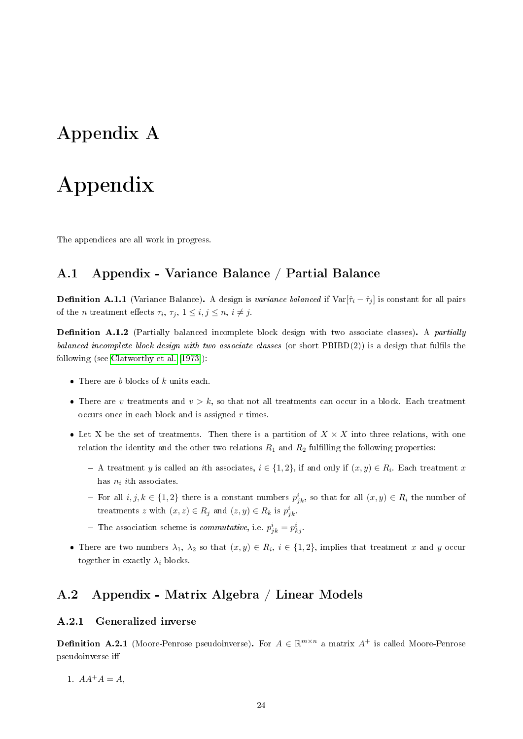# Appendix A

# Appendix

The appendices are all work in progress.

## A.1 Appendix - Variance Balance / Partial Balance

**Definition A.1.1** (Variance Balance)**.** A design is *variance balanced* if $\text{Var}[\hat{\tau}_i - \hat{\tau}_j]$ is constant for all pairs of the $n$ treatment effects $\tau_i$, $\tau_j$, $1 \leq i, j \leq n$, $i \neq j$.

**Definition A.1.2** (Partially balanced incomplete block design with two associate classes)**.** A *partially balanced incomplete block design with two associate classes* (or short PBIBD(2)) is a design that fulfils the following (see Clatworthy et al. (1973)):

- There are $b$ blocks of $k$ units each.
- There are $v$ treatments and $v > k$, so that not all treatments can occur in a block. Each treatment occurs once in each block and is assigned $r$ times.
- Let X be the set of treatments. Then there is a partition of $X \times X$ into three relations, with one relation the identity and the other two relations $R_1$ and $R_2$ fulfilling the following properties:
  - A treatment $y$ is called an $i$th associates, $i \in \{1, 2\}$, if and only if $(x, y) \in R_i$. Each treatment $x$ has $n_i$ $i$th associates.
  - For all $i, j, k \in \{1, 2\}$ there is a constant numbers $p^i_{jk}$, so that for all $(x, y) \in R_i$ the number of treatments $z$ with $(x, z) \in R_j$ and $(z, y) \in R_k$ is $p^i_{jk}$.
  - The association scheme is *commutative*, i.e. $p^i_{jk} = p^i_{kj}$.
- There are two numbers $\lambda_1$, $\lambda_2$ so that $(x, y) \in R_i$, $i \in \{1, 2\}$, implies that treatment $x$ and $y$ occur together in exactly $\lambda_i$ blocks.

## A.2 Appendix - Matrix Algebra / Linear Models

### A.2.1 Generalized inverse

**Definition A.2.1** (Moore-Penrose pseudoinverse)**.** For $A \in \mathbb{R}^{m \times n}$ a matrix $A^+$ is called Moore-Penrose pseudoinverse iff

1. $AA^+A = A$,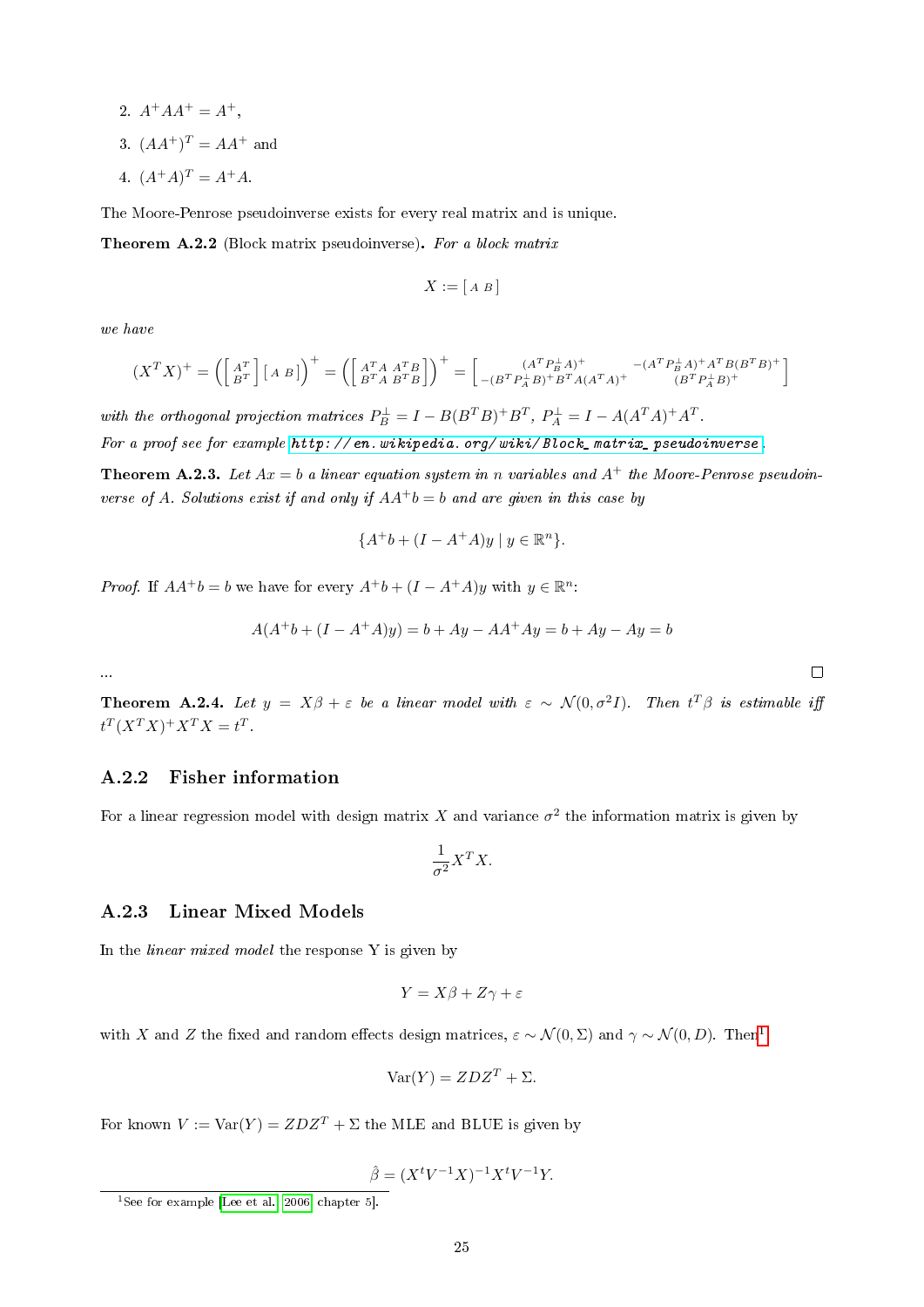2. $A^+AA^+ = A^+$,
3. $(AA^+)^T = AA^+$ and
4. $(A^+A)^T = A^+A$.

The Moore-Penrose pseudoinverse exists for every real matrix and is unique.

**Theorem A.2.2** (Block matrix pseudoinverse)**.** *For a block matrix*

$$X := \begin{bmatrix} A & B \end{bmatrix}$$

*we have*

$$(X^TX)^+ = \left( \begin{bmatrix} A^T \\ B^T \end{bmatrix} \begin{bmatrix} A & B \end{bmatrix} \right)^+ = \left( \begin{bmatrix} A^TA & A^TB \\ B^TA & B^TB \end{bmatrix} \right)^+ = \begin{bmatrix} (A^TP_B^\perp A)^+ & -(A^TP_B^\perp A)^+A^TB(B^TB)^+ \\ -(B^TP_A^\perp B)^+B^TA(A^TA)^+ & (B^TP_A^\perp B)^+ \end{bmatrix}$$

*with the orthogonal projection matrices $P_B^\perp = I - B(B^TB)^+B^T$, $P_A^\perp = I - A(A^TA)^+A^T$.*

*For a proof see for example* http://en.wikipedia.org/wiki/Block_matrix_pseudoinverse.

**Theorem A.2.3.** *Let $Ax = b$ a linear equation system in $n$ variables and $A^+$ the Moore-Penrose pseudoinverse of $A$. Solutions exist if and only if $AA^+b = b$ and are given in this case by*

$$\{A^+b + (I - A^+A)y \mid y \in \mathbb{R}^n\}.$$

*Proof.* If $AA^+b = b$ we have for every $A^+b + (I - A^+A)y$ with $y \in \mathbb{R}^n$:

$$A(A^+b + (I - A^+A)y) = b + Ay - AA^+Ay = b + Ay - Ay = b$$

... □

**Theorem A.2.4.** *Let $y = X\beta + \varepsilon$ be a linear model with $\varepsilon \sim \mathcal{N}(0, \sigma^2 I)$. Then $t^T\beta$ is estimable iff $t^T(X^TX)^+X^TX = t^T$.*

### A.2.2 Fisher information

For a linear regression model with design matrix $X$ and variance $\sigma^2$ the information matrix is given by

$$\frac{1}{\sigma^2}X^TX.$$

### A.2.3 Linear Mixed Models

In the *linear mixed model* the response Y is given by

$$Y = X\beta + Z\gamma + \varepsilon$$

with $X$ and $Z$ the fixed and random effects design matrices, $\varepsilon \sim \mathcal{N}(0, \Sigma)$ and $\gamma \sim \mathcal{N}(0, D)$. Then[1]

$$\text{Var}(Y) = ZDZ^T + \Sigma.$$

For known $V := \text{Var}(Y) = ZDZ^T + \Sigma$ the MLE and BLUE is given by

$$\hat{\beta} = (X^tV^{-1}X)^{-1}X^tV^{-1}Y.$$

[1] See for example [Lee et al., 2006, chapter 5].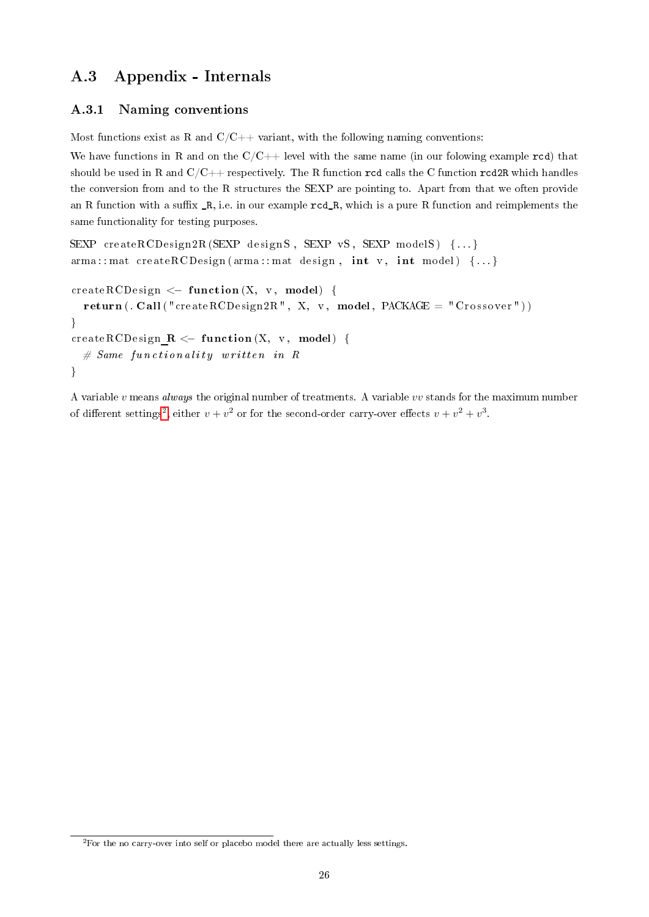## A.3 Appendix - Internals

### A.3.1 Naming conventions

Most functions exist as R and C/C++ variant, with the following naming conventions:

We have functions in R and on the C/C++ level with the same name (in our folowing example `rcd`) that should be used in R and C/C++ respectively. The R function `rcd` calls the C function `rcd2R` which handles the conversion from and to the R structures the SEXP are pointing to. Apart from that we often provide an R function with a suffix `_R`, i.e. in our example `rcd_R`, which is a pure R function and reimplements the same functionality for testing purposes.

```
SEXP createRCDesign2R(SEXP designS, SEXP vS, SEXP modelS) {...}
arma::mat createRCDesign(arma::mat design, int v, int model) {...}

createRCDesign <- function(X, v, model) {
  return(.Call("createRCDesign2R", X, v, model, PACKAGE = "Crossover"))
}
createRCDesign_R <- function(X, v, model) {
  # Same functionality written in R
}
```

A variable $v$ means *always* the original number of treatments. A variable $vv$ stands for the maximum number of different settings[2], either $v + v^2$ or for the second-order carry-over effects $v + v^2 + v^3$.

[2] For the no carry-over into self or placebo model there are actually less settings.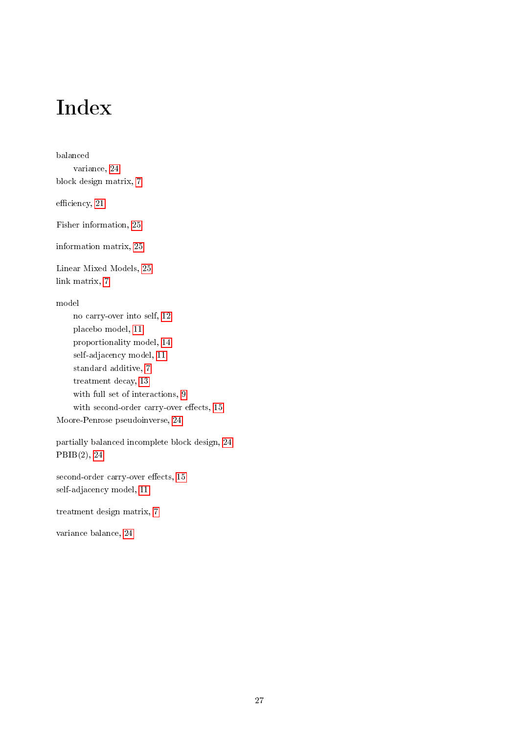# Index

balanced
  variance, 24
block design matrix, 7

efficiency, 21

Fisher information, 25

information matrix, 25

Linear Mixed Models, 25
link matrix, 7

model
  no carry-over into self, 12
  placebo model, 11
  proportionality model, 14
  self-adjacency model, 11
  standard additive, 7
  treatment decay, 13
  with full set of interactions, 9
  with second-order carry-over effects, 15
Moore-Penrose pseudoinverse, 24

partially balanced incomplete block design, 24
PBIB(2), 24

second-order carry-over effects, 15
self-adjacency model, 11

treatment design matrix, 7

variance balance, 24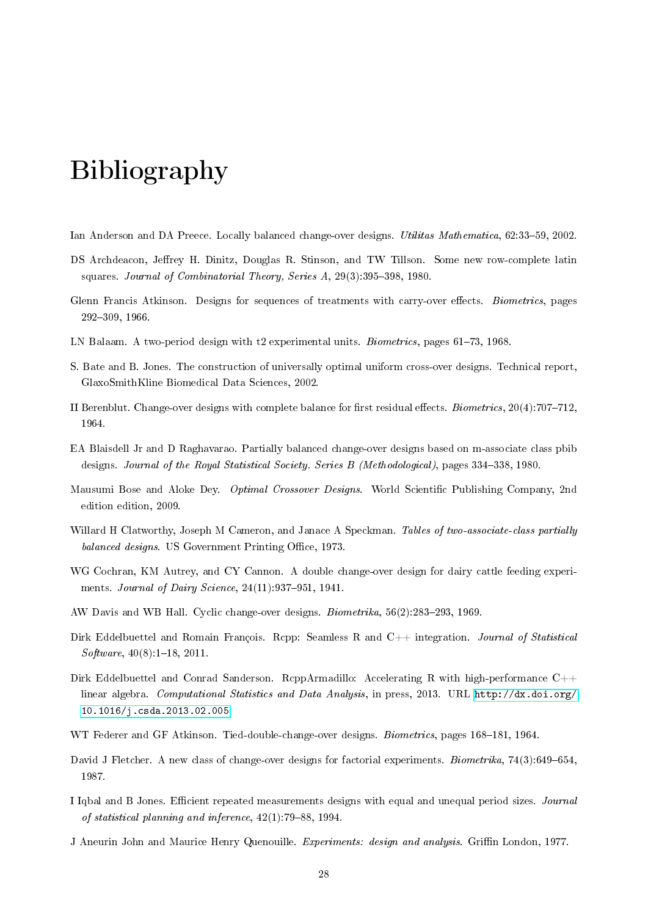# Bibliography

Ian Anderson and DA Preece. Locally balanced change-over designs. *Utilitas Mathematica*, 62:33–59, 2002.

DS Archdeacon, Jeffrey H. Dinitz, Douglas R. Stinson, and TW Tillson. Some new row-complete latin squares. *Journal of Combinatorial Theory, Series A*, 29(3):395–398, 1980.

Glenn Francis Atkinson. Designs for sequences of treatments with carry-over effects. *Biometrics*, pages 292–309, 1966.

LN Balaam. A two-period design with t2 experimental units. *Biometrics*, pages 61–73, 1968.

S. Bate and B. Jones. The construction of universally optimal uniform cross-over designs. Technical report, GlaxoSmithKline Biomedical Data Sciences, 2002.

II Berenblut. Change-over designs with complete balance for first residual effects. *Biometrics*, 20(4):707–712, 1964.

EA Blaisdell Jr and D Raghavarao. Partially balanced change-over designs based on m-associate class pbib designs. *Journal of the Royal Statistical Society. Series B (Methodological)*, pages 334–338, 1980.

Mausumi Bose and Aloke Dey. *Optimal Crossover Designs*. World Scientific Publishing Company, 2nd edition edition, 2009.

Willard H Clatworthy, Joseph M Cameron, and Janace A Speckman. *Tables of two-associate-class partially balanced designs*. US Government Printing Office, 1973.

WG Cochran, KM Autrey, and CY Cannon. A double change-over design for dairy cattle feeding experiments. *Journal of Dairy Science*, 24(11):937–951, 1941.

AW Davis and WB Hall. Cyclic change-over designs. *Biometrika*, 56(2):283–293, 1969.

Dirk Eddelbuettel and Romain François. Rcpp: Seamless R and C++ integration. *Journal of Statistical Software*, 40(8):1–18, 2011.

Dirk Eddelbuettel and Conrad Sanderson. RcppArmadillo: Accelerating R with high-performance C++ linear algebra. *Computational Statistics and Data Analysis*, in press, 2013. URL http://dx.doi.org/10.1016/j.csda.2013.02.005.

WT Federer and GF Atkinson. Tied-double-change-over designs. *Biometrics*, pages 168–181, 1964.

David J Fletcher. A new class of change-over designs for factorial experiments. *Biometrika*, 74(3):649–654, 1987.

I Iqbal and B Jones. Efficient repeated measurements designs with equal and unequal period sizes. *Journal of statistical planning and inference*, 42(1):79–88, 1994.

J Aneurin John and Maurice Henry Quenouille. *Experiments: design and analysis*. Griffin London, 1977.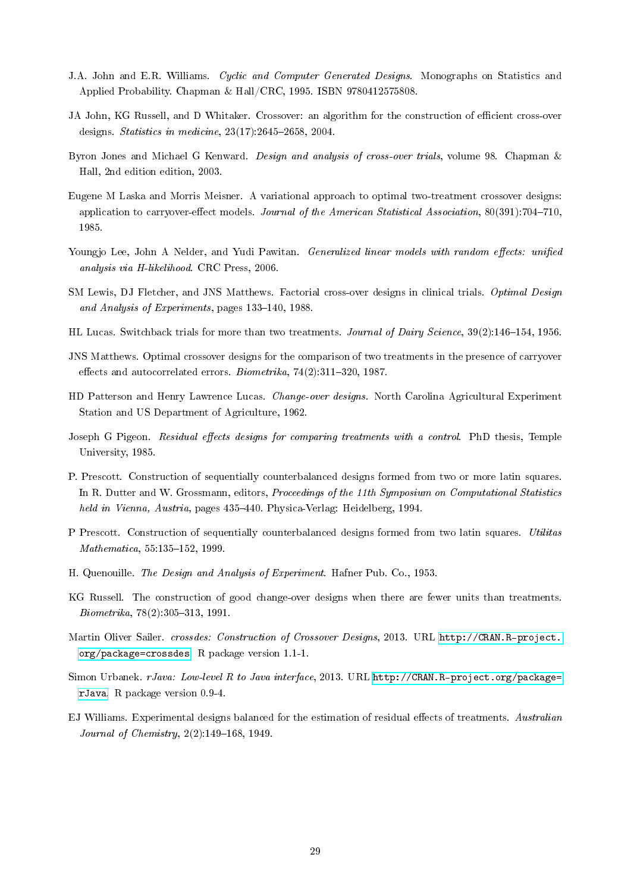J.A. John and E.R. Williams. *Cyclic and Computer Generated Designs*. Monographs on Statistics and Applied Probability. Chapman & Hall/CRC, 1995. ISBN 9780412575808.

JA John, KG Russell, and D Whitaker. Crossover: an algorithm for the construction of efficient cross-over designs. *Statistics in medicine*, 23(17):2645–2658, 2004.

Byron Jones and Michael G Kenward. *Design and analysis of cross-over trials*, volume 98. Chapman & Hall, 2nd edition edition, 2003.

Eugene M Laska and Morris Meisner. A variational approach to optimal two-treatment crossover designs: application to carryover-effect models. *Journal of the American Statistical Association*, 80(391):704–710, 1985.

Youngjo Lee, John A Nelder, and Yudi Pawitan. *Generalized linear models with random effects: unified analysis via H-likelihood*. CRC Press, 2006.

SM Lewis, DJ Fletcher, and JNS Matthews. Factorial cross-over designs in clinical trials. *Optimal Design and Analysis of Experiments*, pages 133–140, 1988.

HL Lucas. Switchback trials for more than two treatments. *Journal of Dairy Science*, 39(2):146–154, 1956.

JNS Matthews. Optimal crossover designs for the comparison of two treatments in the presence of carryover effects and autocorrelated errors. *Biometrika*, 74(2):311–320, 1987.

HD Patterson and Henry Lawrence Lucas. *Change-over designs*. North Carolina Agricultural Experiment Station and US Department of Agriculture, 1962.

Joseph G Pigeon. *Residual effects designs for comparing treatments with a control*. PhD thesis, Temple University, 1985.

P. Prescott. Construction of sequentially counterbalanced designs formed from two or more latin squares. In R. Dutter and W. Grossmann, editors, *Proceedings of the 11th Symposium on Computational Statistics held in Vienna, Austria*, pages 435–440. Physica-Verlag: Heidelberg, 1994.

P Prescott. Construction of sequentially counterbalanced designs formed from two latin squares. *Utilitas Mathematica*, 55:135–152, 1999.

H. Quenouille. *The Design and Analysis of Experiment*. Hafner Pub. Co., 1953.

KG Russell. The construction of good change-over designs when there are fewer units than treatments. *Biometrika*, 78(2):305–313, 1991.

Martin Oliver Sailer. *crossdes: Construction of Crossover Designs*, 2013. URL `http://CRAN.R-project.org/package=crossdes`. R package version 1.1-1.

Simon Urbanek. *rJava: Low-level R to Java interface*, 2013. URL `http://CRAN.R-project.org/package=rJava`. R package version 0.9-4.

EJ Williams. Experimental designs balanced for the estimation of residual effects of treatments. *Australian Journal of Chemistry*, 2(2):149–168, 1949.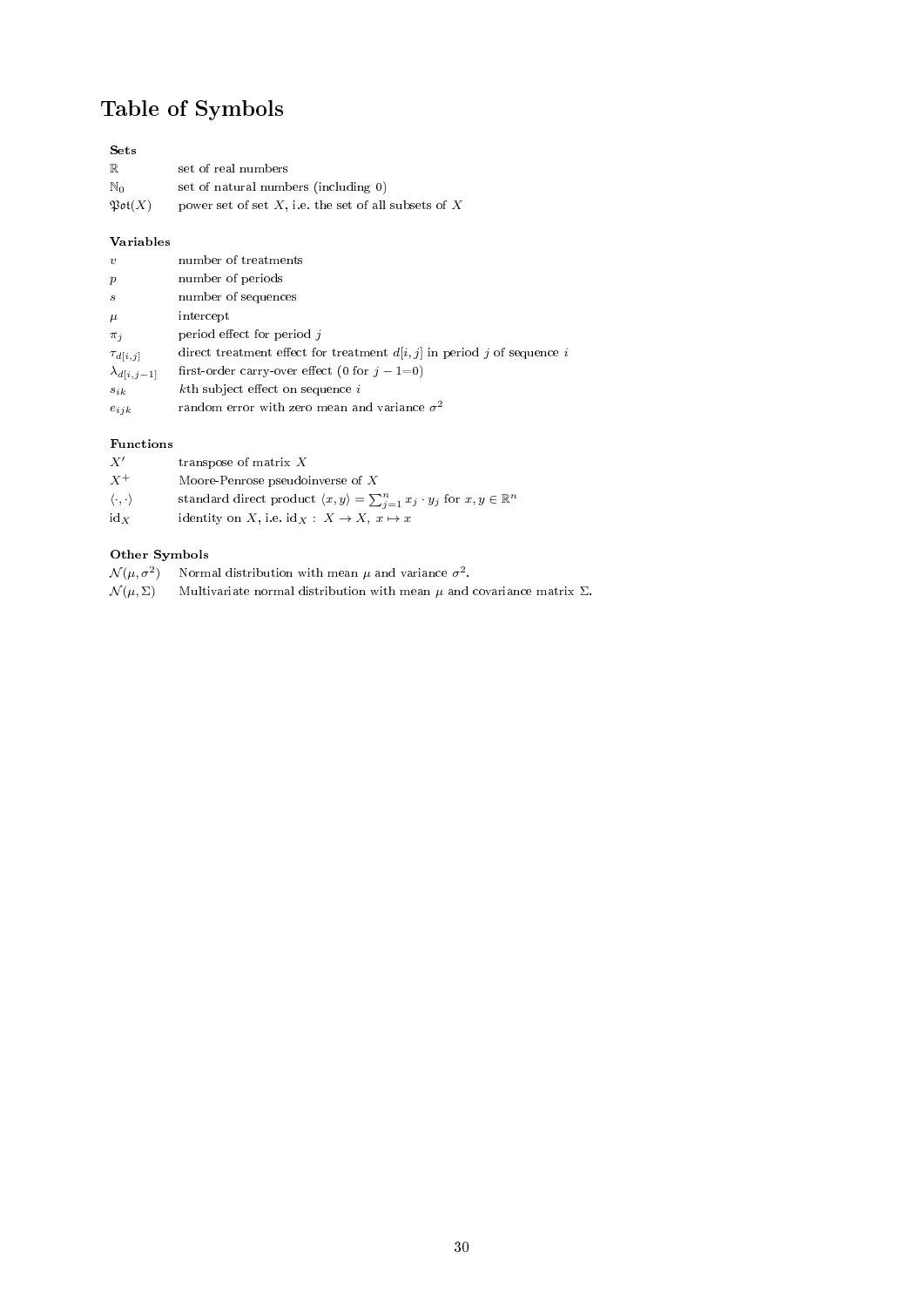# Table of Symbols

**Sets**

| | |
|---|---|
| $\mathbb{R}$ | set of real numbers |
| $\mathbb{N}_0$ | set of natural numbers (including 0) |
| $\mathfrak{Pot}(X)$ | power set of set $X$, i.e. the set of all subsets of $X$ |

**Variables**

| | |
|---|---|
| $v$ | number of treatments |
| $p$ | number of periods |
| $s$ | number of sequences |
| $\mu$ | intercept |
| $\pi_j$ | period effect for period $j$ |
| $\tau_{d[i,j]}$ | direct treatment effect for treatment $d[i,j]$ in period $j$ of sequence $i$ |
| $\lambda_{d[i,j-1]}$ | first-order carry-over effect (0 for $j-1$=0) |
| $s_{ik}$ | $k$th subject effect on sequence $i$ |
| $e_{ijk}$ | random error with zero mean and variance $\sigma^2$ |

**Functions**

| | |
|---|---|
| $X'$ | transpose of matrix $X$ |
| $X^+$ | Moore-Penrose pseudoinverse of $X$ |
| $\langle \cdot, \cdot \rangle$ | standard direct product $\langle x, y \rangle = \sum_{j=1}^{n} x_j \cdot y_j$ for $x, y \in \mathbb{R}^n$ |
| $\mathrm{id}_X$ | identity on $X$, i.e. $\mathrm{id}_X : X \to X,\ x \mapsto x$ |

**Other Symbols**

| | |
|---|---|
| $\mathcal{N}(\mu, \sigma^2)$ | Normal distribution with mean $\mu$ and variance $\sigma^2$. |
| $\mathcal{N}(\mu, \Sigma)$ | Multivariate normal distribution with mean $\mu$ and covariance matrix $\Sigma$. |